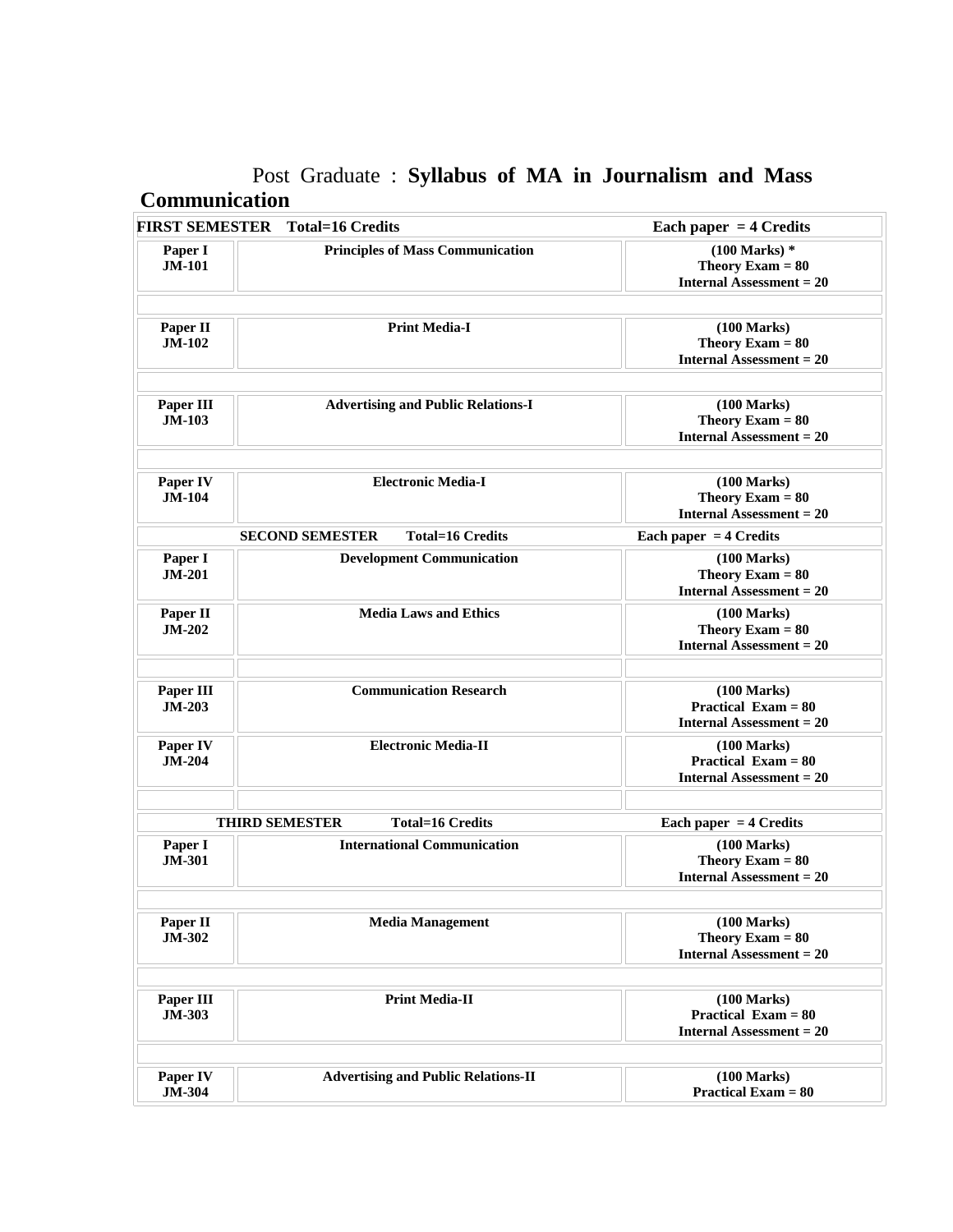# Post Graduate : **Syllabus of MA in Journalism and Mass Communication**

| **FIRST SEMESTER Total=16 Credits** | | **Each paper = 4 Credits** |
|---|---|---|
| **Paper I JM-101** | **Principles of Mass Communication** | **(100 Marks) * Theory Exam = 80 Internal Assessment = 20** |
| | | |
| **Paper II JM-102** | **Print Media-I** | **(100 Marks) Theory Exam = 80 Internal Assessment = 20** |
| | | |
| **Paper III JM-103** | **Advertising and Public Relations-I** | **(100 Marks) Theory Exam = 80 Internal Assessment = 20** |
| | | |
| **Paper IV JM-104** | **Electronic Media-I** | **(100 Marks) Theory Exam = 80 Internal Assessment = 20** |
| **SECOND SEMESTER Total=16 Credits** | | **Each paper = 4 Credits** |
| **Paper I JM-201** | **Development Communication** | **(100 Marks) Theory Exam = 80 Internal Assessment = 20** |
| **Paper II JM-202** | **Media Laws and Ethics** | **(100 Marks) Theory Exam = 80 Internal Assessment = 20** |
| | | |
| **Paper III JM-203** | **Communication Research** | **(100 Marks) Practical Exam = 80 Internal Assessment = 20** |
| **Paper IV JM-204** | **Electronic Media-II** | **(100 Marks) Practical Exam = 80 Internal Assessment = 20** |
| | | |
| **THIRD SEMESTER Total=16 Credits** | | **Each paper = 4 Credits** |
| **Paper I JM-301** | **International Communication** | **(100 Marks) Theory Exam = 80 Internal Assessment = 20** |
| | | |
| **Paper II JM-302** | **Media Management** | **(100 Marks) Theory Exam = 80 Internal Assessment = 20** |
| | | |
| **Paper III JM-303** | **Print Media-II** | **(100 Marks) Practical Exam = 80 Internal Assessment = 20** |
| | | |
| **Paper IV JM-304** | **Advertising and Public Relations-II** | **(100 Marks) Practical Exam = 80** |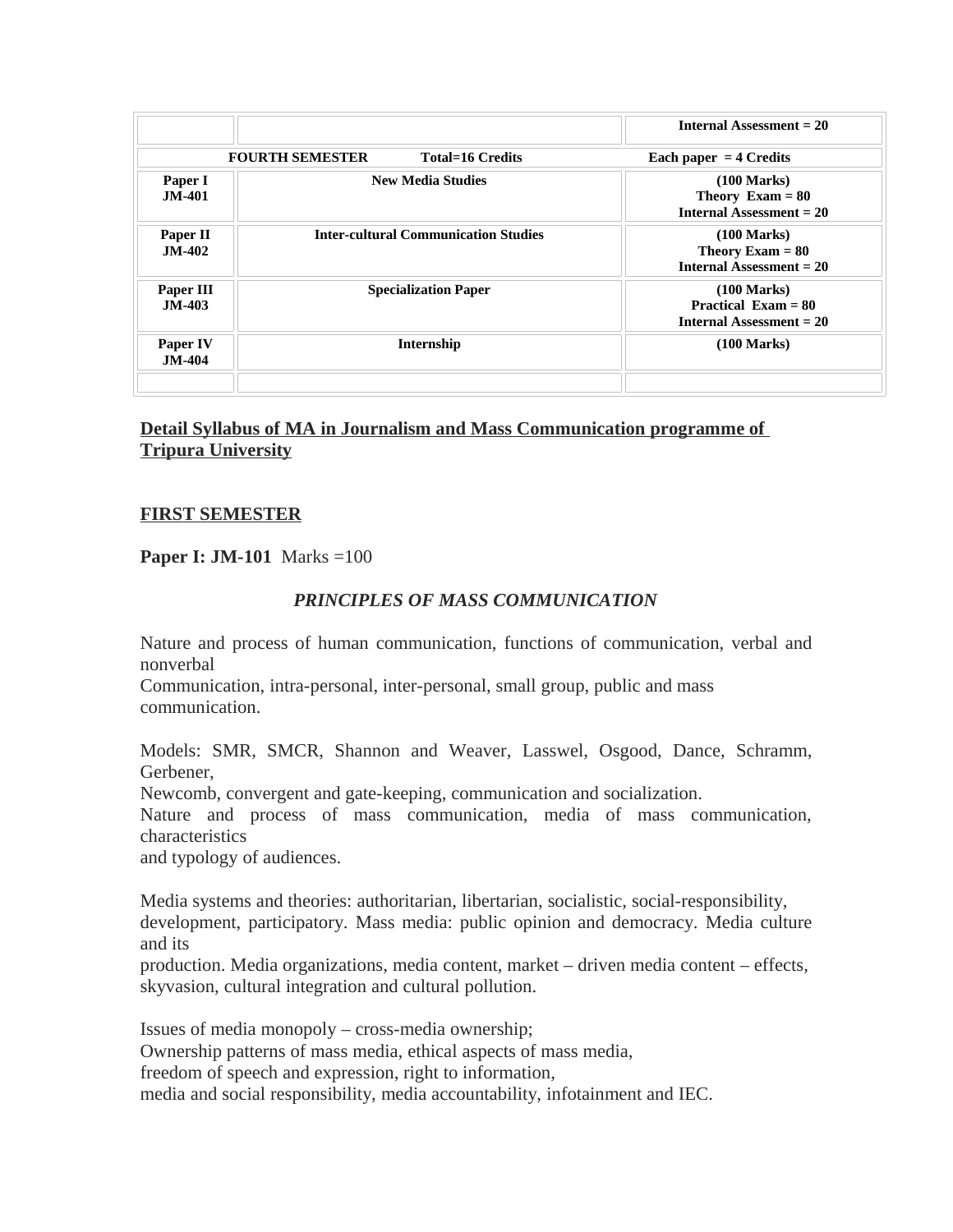| | | Internal Assessment = 20 |
|---|---|---|
| **FOURTH SEMESTER** | **Total=16 Credits** | **Each paper = 4 Credits** |
| **Paper I JM-401** | **New Media Studies** | **(100 Marks) Theory Exam = 80 Internal Assessment = 20** |
| **Paper II JM-402** | **Inter-cultural Communication Studies** | **(100 Marks) Theory Exam = 80 Internal Assessment = 20** |
| **Paper III JM-403** | **Specialization Paper** | **(100 Marks) Practical Exam = 80 Internal Assessment = 20** |
| **Paper IV JM-404** | **Internship** | **(100 Marks)** |
| | | |

## Detail Syllabus of MA in Journalism and Mass Communication programme of Tripura University

### FIRST SEMESTER

**Paper I: JM-101** Marks =100

***PRINCIPLES OF MASS COMMUNICATION***

Nature and process of human communication, functions of communication, verbal and nonverbal
Communication, intra-personal, inter-personal, small group, public and mass communication.

Models: SMR, SMCR, Shannon and Weaver, Lasswel, Osgood, Dance, Schramm, Gerbener,
Newcomb, convergent and gate-keeping, communication and socialization.
Nature and process of mass communication, media of mass communication, characteristics
and typology of audiences.

Media systems and theories: authoritarian, libertarian, socialistic, social-responsibility, development, participatory. Mass media: public opinion and democracy. Media culture and its
production. Media organizations, media content, market – driven media content – effects, skyvasion, cultural integration and cultural pollution.

Issues of media monopoly – cross-media ownership;
Ownership patterns of mass media, ethical aspects of mass media,
freedom of speech and expression, right to information,
media and social responsibility, media accountability, infotainment and IEC.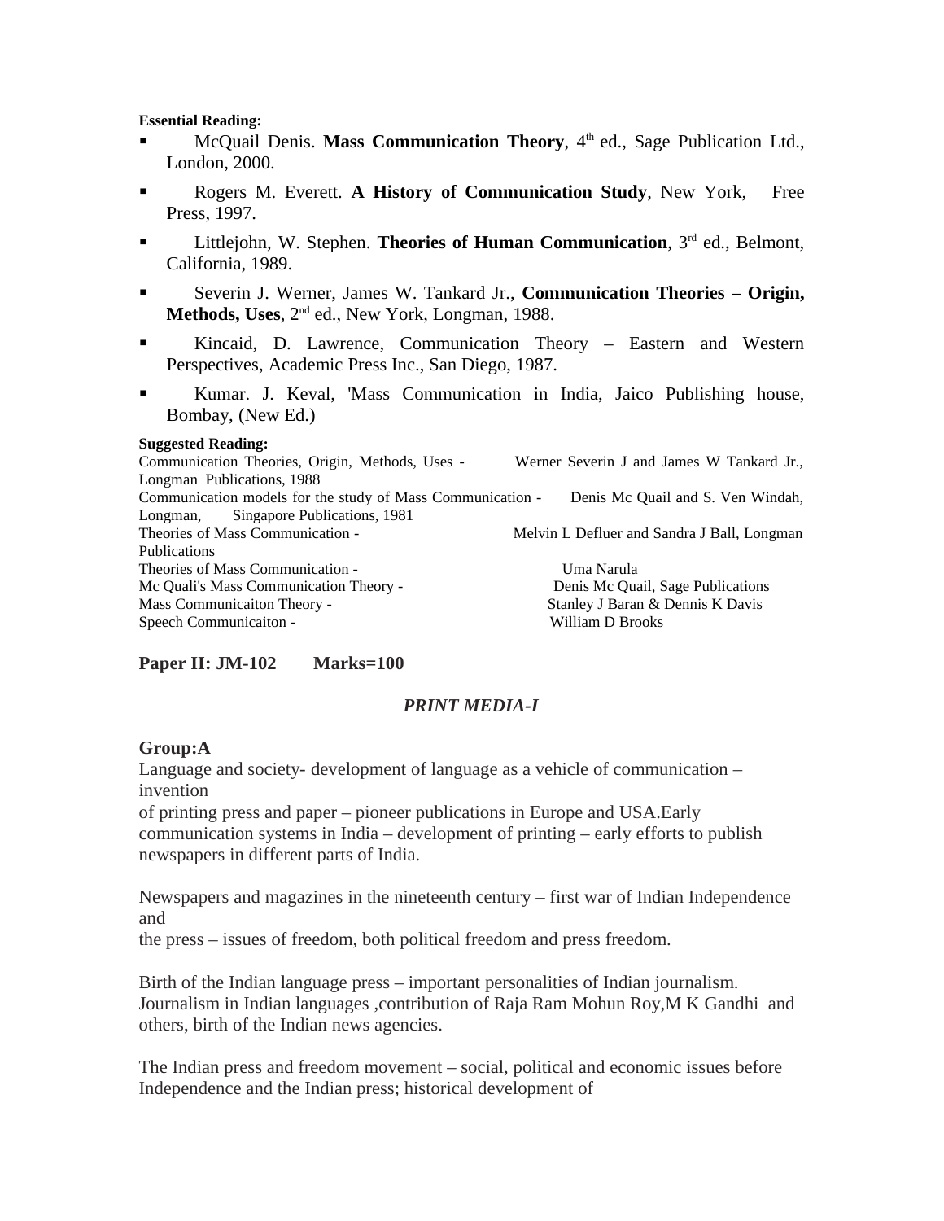**Essential Reading:**

- McQuail Denis. **Mass Communication Theory**, 4th ed., Sage Publication Ltd., London, 2000.
- Rogers M. Everett. **A History of Communication Study**, New York, Free Press, 1997.
- Littlejohn, W. Stephen. **Theories of Human Communication**, 3rd ed., Belmont, California, 1989.
- Severin J. Werner, James W. Tankard Jr., **Communication Theories – Origin, Methods, Uses**, 2nd ed., New York, Longman, 1988.
- Kincaid, D. Lawrence, Communication Theory – Eastern and Western Perspectives, Academic Press Inc., San Diego, 1987.
- Kumar. J. Keval, 'Mass Communication in India, Jaico Publishing house, Bombay, (New Ed.)

**Suggested Reading:**

Communication Theories, Origin, Methods, Uses - Werner Severin J and James W Tankard Jr., Longman Publications, 1988

Communication models for the study of Mass Communication - Denis Mc Quail and S. Ven Windah, Longman, Singapore Publications, 1981

Theories of Mass Communication - Melvin L Defluer and Sandra J Ball, Longman Publications

Theories of Mass Communication - Uma Narula

Mc Quali's Mass Communication Theory - Denis Mc Quail, Sage Publications

Mass Communicaiton Theory - Stanley J Baran & Dennis K Davis

Speech Communicaiton - William D Brooks

## Paper II: JM-102 Marks=100

### *PRINT MEDIA-I*

**Group:A**

Language and society- development of language as a vehicle of communication – invention of printing press and paper – pioneer publications in Europe and USA.Early communication systems in India – development of printing – early efforts to publish newspapers in different parts of India.

Newspapers and magazines in the nineteenth century – first war of Indian Independence and the press – issues of freedom, both political freedom and press freedom.

Birth of the Indian language press – important personalities of Indian journalism. Journalism in Indian languages ,contribution of Raja Ram Mohun Roy,M K Gandhi and others, birth of the Indian news agencies.

The Indian press and freedom movement – social, political and economic issues before Independence and the Indian press; historical development of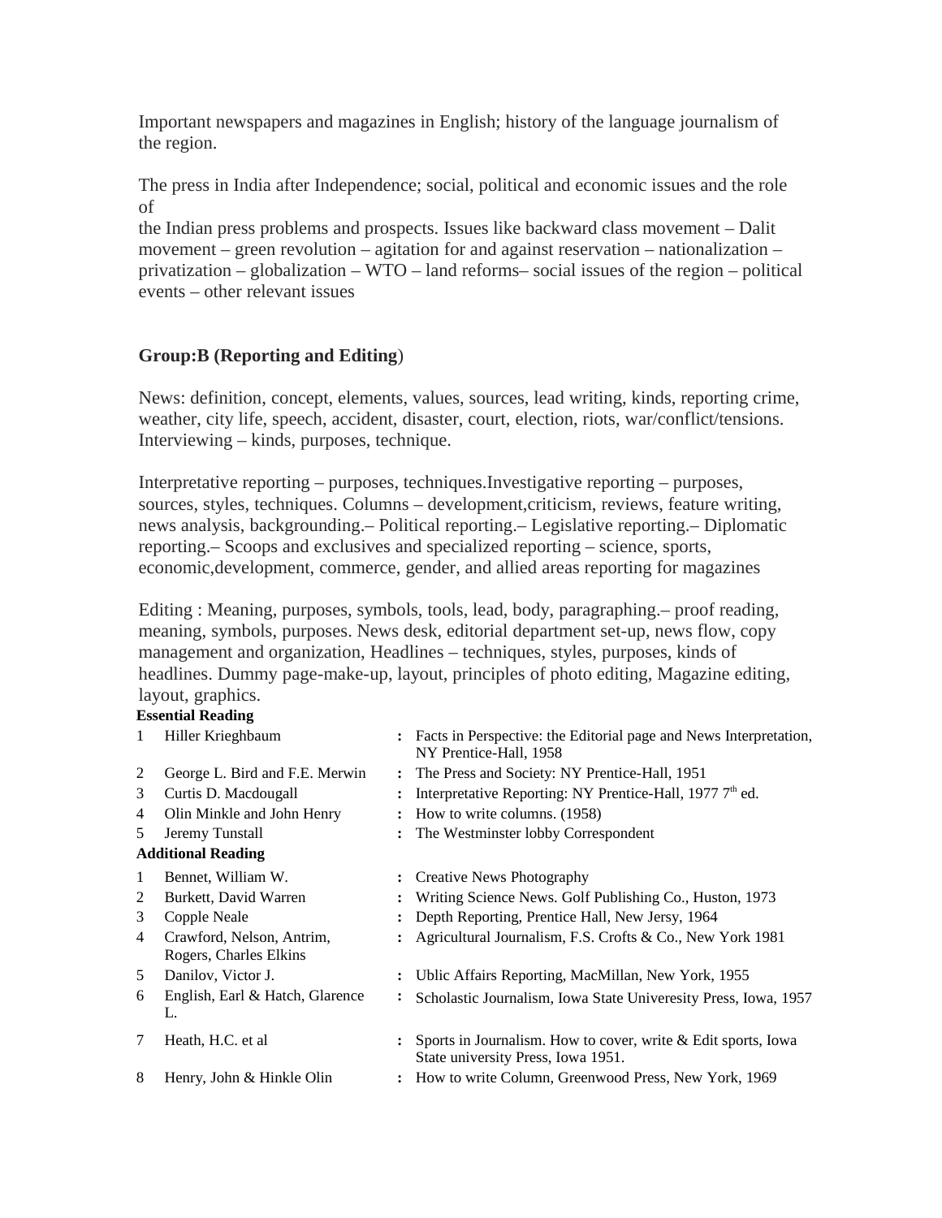Important newspapers and magazines in English; history of the language journalism of the region.

The press in India after Independence; social, political and economic issues and the role of
the Indian press problems and prospects. Issues like backward class movement – Dalit movement – green revolution – agitation for and against reservation – nationalization – privatization – globalization – WTO – land reforms– social issues of the region – political events – other relevant issues

## Group:B (Reporting and Editing)

News: definition, concept, elements, values, sources, lead writing, kinds, reporting crime, weather, city life, speech, accident, disaster, court, election, riots, war/conflict/tensions. Interviewing – kinds, purposes, technique.

Interpretative reporting – purposes, techniques.Investigative reporting – purposes, sources, styles, techniques. Columns – development,criticism, reviews, feature writing, news analysis, backgrounding.– Political reporting.– Legislative reporting.– Diplomatic reporting.– Scoops and exclusives and specialized reporting – science, sports, economic,development, commerce, gender, and allied areas reporting for magazines

Editing : Meaning, purposes, symbols, tools, lead, body, paragraphing.– proof reading, meaning, symbols, purposes. News desk, editorial department set-up, news flow, copy management and organization, Headlines – techniques, styles, purposes, kinds of headlines. Dummy page-make-up, layout, principles of photo editing, Magazine editing, layout, graphics.

**Essential Reading**

| | | | |
|---|---|---|---|
| 1 | Hiller Krieghbaum | : | Facts in Perspective: the Editorial page and News Interpretation, NY Prentice-Hall, 1958 |
| 2 | George L. Bird and F.E. Merwin | : | The Press and Society: NY Prentice-Hall, 1951 |
| 3 | Curtis D. Macdougall | : | Interpretative Reporting: NY Prentice-Hall, 1977 7th ed. |
| 4 | Olin Minkle and John Henry | : | How to write columns. (1958) |
| 5 | Jeremy Tunstall | : | The Westminster lobby Correspondent |

**Additional Reading**

| | | | |
|---|---|---|---|
| 1 | Bennet, William W. | : | Creative News Photography |
| 2 | Burkett, David Warren | : | Writing Science News. Golf Publishing Co., Huston, 1973 |
| 3 | Copple Neale | : | Depth Reporting, Prentice Hall, New Jersy, 1964 |
| 4 | Crawford, Nelson, Antrim, Rogers, Charles Elkins | : | Agricultural Journalism, F.S. Crofts & Co., New York 1981 |
| 5 | Danilov, Victor J. | : | Ublic Affairs Reporting, MacMillan, New York, 1955 |
| 6 | English, Earl & Hatch, Glarence L. | : | Scholastic Journalism, Iowa State Univeresity Press, Iowa, 1957 |
| 7 | Heath, H.C. et al | : | Sports in Journalism. How to cover, write & Edit sports, Iowa State university Press, Iowa 1951. |
| 8 | Henry, John & Hinkle Olin | : | How to write Column, Greenwood Press, New York, 1969 |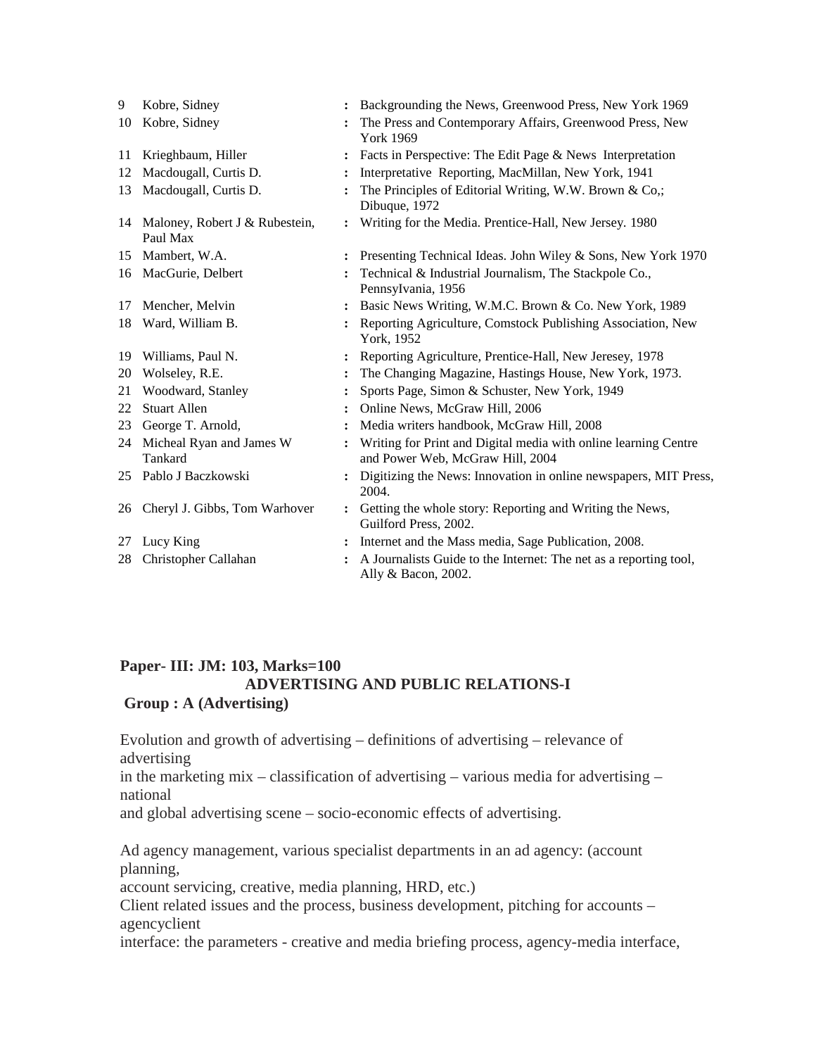| | | | |
|---|---|---|---|
| 9 | Kobre, Sidney | : | Backgrounding the News, Greenwood Press, New York 1969 |
| 10 | Kobre, Sidney | : | The Press and Contemporary Affairs, Greenwood Press, New York 1969 |
| 11 | Krieghbaum, Hiller | : | Facts in Perspective: The Edit Page & News Interpretation |
| 12 | Macdougall, Curtis D. | : | Interpretative Reporting, MacMillan, New York, 1941 |
| 13 | Macdougall, Curtis D. | : | The Principles of Editorial Writing, W.W. Brown & Co,; Dibuque, 1972 |
| 14 | Maloney, Robert J & Rubestein, Paul Max | : | Writing for the Media. Prentice-Hall, New Jersey. 1980 |
| 15 | Mambert, W.A. | : | Presenting Technical Ideas. John Wiley & Sons, New York 1970 |
| 16 | MacGurie, Delbert | : | Technical & Industrial Journalism, The Stackpole Co., PennsyIvania, 1956 |
| 17 | Mencher, Melvin | : | Basic News Writing, W.M.C. Brown & Co. New York, 1989 |
| 18 | Ward, William B. | : | Reporting Agriculture, Comstock Publishing Association, New York, 1952 |
| 19 | Williams, Paul N. | : | Reporting Agriculture, Prentice-Hall, New Jeresey, 1978 |
| 20 | Wolseley, R.E. | : | The Changing Magazine, Hastings House, New York, 1973. |
| 21 | Woodward, Stanley | : | Sports Page, Simon & Schuster, New York, 1949 |
| 22 | Stuart Allen | : | Online News, McGraw Hill, 2006 |
| 23 | George T. Arnold, | : | Media writers handbook, McGraw Hill, 2008 |
| 24 | Micheal Ryan and James W Tankard | : | Writing for Print and Digital media with online learning Centre and Power Web, McGraw Hill, 2004 |
| 25 | Pablo J Baczkowski | : | Digitizing the News: Innovation in online newspapers, MIT Press, 2004. |
| 26 | Cheryl J. Gibbs, Tom Warhover | : | Getting the whole story: Reporting and Writing the News, Guilford Press, 2002. |
| 27 | Lucy King | : | Internet and the Mass media, Sage Publication, 2008. |
| 28 | Christopher Callahan | : | A Journalists Guide to the Internet: The net as a reporting tool, Ally & Bacon, 2002. |

**Paper- III: JM: 103, Marks=100**

## ADVERTISING AND PUBLIC RELATIONS-I

**Group : A (Advertising)**

Evolution and growth of advertising – definitions of advertising – relevance of advertising
in the marketing mix – classification of advertising – various media for advertising – national
and global advertising scene – socio-economic effects of advertising.

Ad agency management, various specialist departments in an ad agency: (account planning,
account servicing, creative, media planning, HRD, etc.)
Client related issues and the process, business development, pitching for accounts – agencyclient
interface: the parameters - creative and media briefing process, agency-media interface,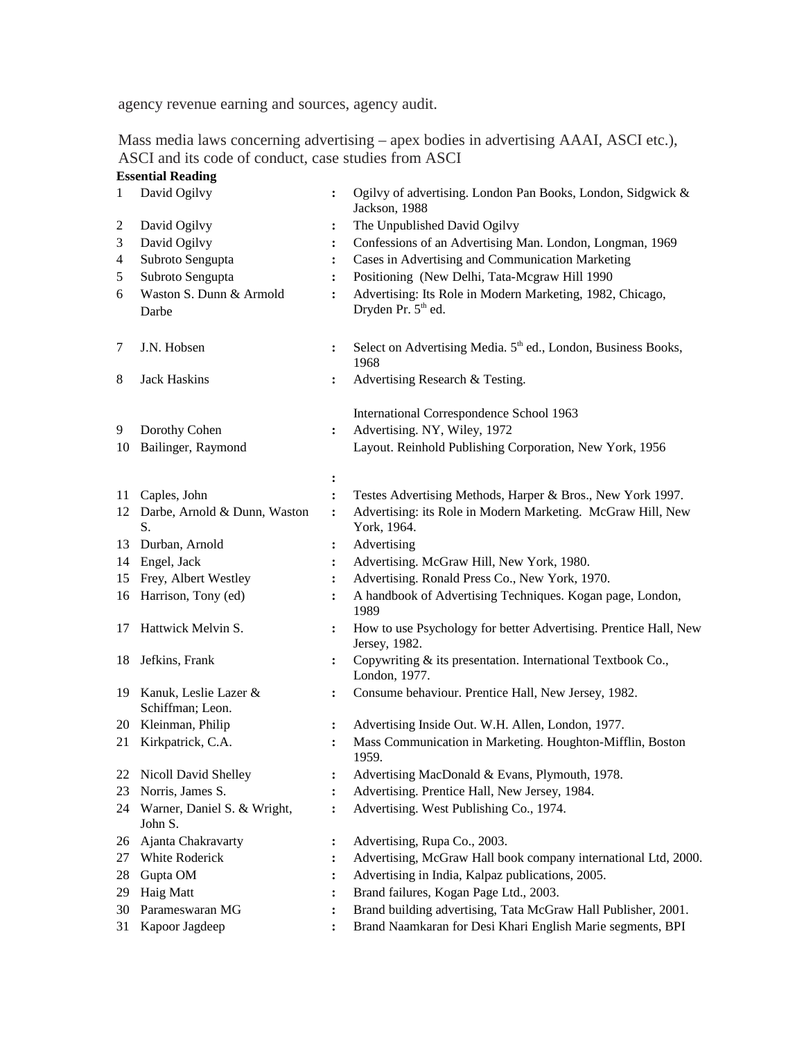agency revenue earning and sources, agency audit.

Mass media laws concerning advertising – apex bodies in advertising AAAI, ASCI etc.), ASCI and its code of conduct, case studies from ASCI

**Essential Reading**

| | | | |
|---|---|---|---|
| 1 | David Ogilvy | : | Ogilvy of advertising. London Pan Books, London, Sidgwick & Jackson, 1988 |
| 2 | David Ogilvy | : | The Unpublished David Ogilvy |
| 3 | David Ogilvy | : | Confessions of an Advertising Man. London, Longman, 1969 |
| 4 | Subroto Sengupta | : | Cases in Advertising and Communication Marketing |
| 5 | Subroto Sengupta | : | Positioning (New Delhi, Tata-Mcgraw Hill 1990 |
| 6 | Waston S. Dunn & Armold Darbe | : | Advertising: Its Role in Modern Marketing, 1982, Chicago, Dryden Pr. 5th ed. |
| 7 | J.N. Hobsen | : | Select on Advertising Media. 5th ed., London, Business Books, 1968 |
| 8 | Jack Haskins | : | Advertising Research & Testing. International Correspondence School 1963 |
| 9 | Dorothy Cohen | : | Advertising. NY, Wiley, 1972 |
| 10 | Bailinger, Raymond | : | Layout. Reinhold Publishing Corporation, New York, 1956 |
| 11 | Caples, John | : | Testes Advertising Methods, Harper & Bros., New York 1997. |
| 12 | Darbe, Arnold & Dunn, Waston S. | : | Advertising: its Role in Modern Marketing. McGraw Hill, New York, 1964. |
| 13 | Durban, Arnold | : | Advertising |
| 14 | Engel, Jack | : | Advertising. McGraw Hill, New York, 1980. |
| 15 | Frey, Albert Westley | : | Advertising. Ronald Press Co., New York, 1970. |
| 16 | Harrison, Tony (ed) | : | A handbook of Advertising Techniques. Kogan page, London, 1989 |
| 17 | Hattwick Melvin S. | : | How to use Psychology for better Advertising. Prentice Hall, New Jersey, 1982. |
| 18 | Jefkins, Frank | : | Copywriting & its presentation. International Textbook Co., London, 1977. |
| 19 | Kanuk, Leslie Lazer & Schiffman; Leon. | : | Consume behaviour. Prentice Hall, New Jersey, 1982. |
| 20 | Kleinman, Philip | : | Advertising Inside Out. W.H. Allen, London, 1977. |
| 21 | Kirkpatrick, C.A. | : | Mass Communication in Marketing. Houghton-Mifflin, Boston 1959. |
| 22 | Nicoll David Shelley | : | Advertising MacDonald & Evans, Plymouth, 1978. |
| 23 | Norris, James S. | : | Advertising. Prentice Hall, New Jersey, 1984. |
| 24 | Warner, Daniel S. & Wright, John S. | : | Advertising. West Publishing Co., 1974. |
| 26 | Ajanta Chakravarty | : | Advertising, Rupa Co., 2003. |
| 27 | White Roderick | : | Advertising, McGraw Hall book company international Ltd, 2000. |
| 28 | Gupta OM | : | Advertising in India, Kalpaz publications, 2005. |
| 29 | Haig Matt | : | Brand failures, Kogan Page Ltd., 2003. |
| 30 | Parameswaran MG | : | Brand building advertising, Tata McGraw Hall Publisher, 2001. |
| 31 | Kapoor Jagdeep | : | Brand Naamkaran for Desi Khari English Marie segments, BPI |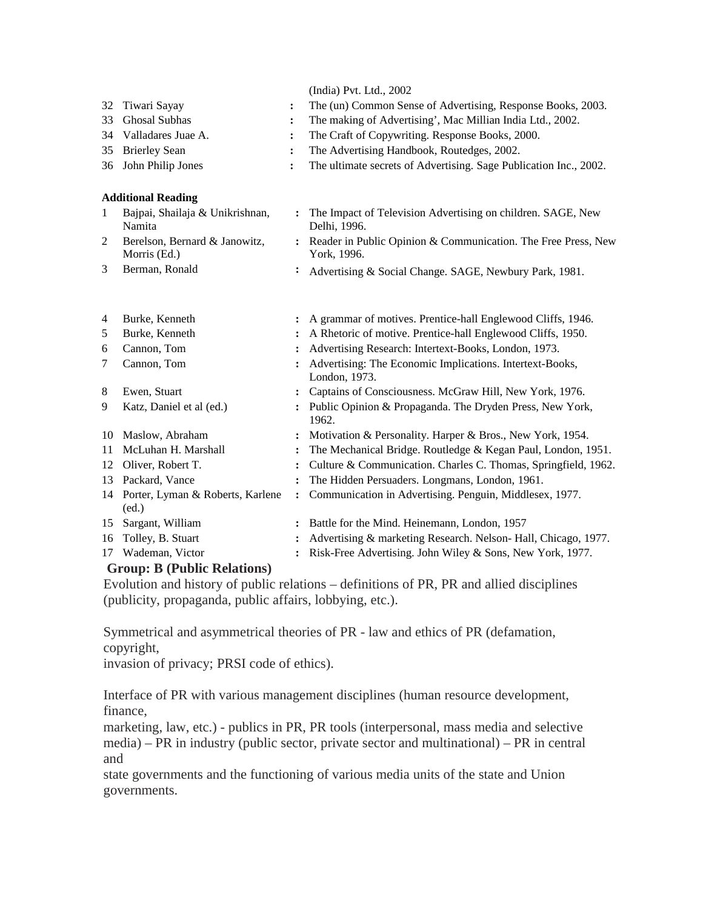| | | | |
|---|---|---|---|
| | | | (India) Pvt. Ltd., 2002 |
| 32 | Tiwari Sayay | : | The (un) Common Sense of Advertising, Response Books, 2003. |
| 33 | Ghosal Subhas | : | The making of Advertising', Mac Millian India Ltd., 2002. |
| 34 | Valladares Juae A. | : | The Craft of Copywriting. Response Books, 2000. |
| 35 | Brierley Sean | : | The Advertising Handbook, Routedges, 2002. |
| 36 | John Philip Jones | : | The ultimate secrets of Advertising. Sage Publication Inc., 2002. |

**Additional Reading**

| | | | |
|---|---|---|---|
| 1 | Bajpai, Shailaja & Unikrishnan, Namita | : | The Impact of Television Advertising on children. SAGE, New Delhi, 1996. |
| 2 | Berelson, Bernard & Janowitz, Morris (Ed.) | : | Reader in Public Opinion & Communication. The Free Press, New York, 1996. |
| 3 | Berman, Ronald | : | Advertising & Social Change. SAGE, Newbury Park, 1981. |
| 4 | Burke, Kenneth | : | A grammar of motives. Prentice-hall Englewood Cliffs, 1946. |
| 5 | Burke, Kenneth | : | A Rhetoric of motive. Prentice-hall Englewood Cliffs, 1950. |
| 6 | Cannon, Tom | : | Advertising Research: Intertext-Books, London, 1973. |
| 7 | Cannon, Tom | : | Advertising: The Economic Implications. Intertext-Books, London, 1973. |
| 8 | Ewen, Stuart | : | Captains of Consciousness. McGraw Hill, New York, 1976. |
| 9 | Katz, Daniel et al (ed.) | : | Public Opinion & Propaganda. The Dryden Press, New York, 1962. |
| 10 | Maslow, Abraham | : | Motivation & Personality. Harper & Bros., New York, 1954. |
| 11 | McLuhan H. Marshall | : | The Mechanical Bridge. Routledge & Kegan Paul, London, 1951. |
| 12 | Oliver, Robert T. | : | Culture & Communication. Charles C. Thomas, Springfield, 1962. |
| 13 | Packard, Vance | : | The Hidden Persuaders. Longmans, London, 1961. |
| 14 | Porter, Lyman & Roberts, Karlene (ed.) | : | Communication in Advertising. Penguin, Middlesex, 1977. |
| 15 | Sargant, William | : | Battle for the Mind. Heinemann, London, 1957 |
| 16 | Tolley, B. Stuart | : | Advertising & marketing Research. Nelson- Hall, Chicago, 1977. |
| 17 | Wademan, Victor | : | Risk-Free Advertising. John Wiley & Sons, New York, 1977. |

**Group: B (Public Relations)**

Evolution and history of public relations – definitions of PR, PR and allied disciplines (publicity, propaganda, public affairs, lobbying, etc.).

Symmetrical and asymmetrical theories of PR - law and ethics of PR (defamation, copyright, invasion of privacy; PRSI code of ethics).

Interface of PR with various management disciplines (human resource development, finance, marketing, law, etc.) - publics in PR, PR tools (interpersonal, mass media and selective media) – PR in industry (public sector, private sector and multinational) – PR in central and state governments and the functioning of various media units of the state and Union governments.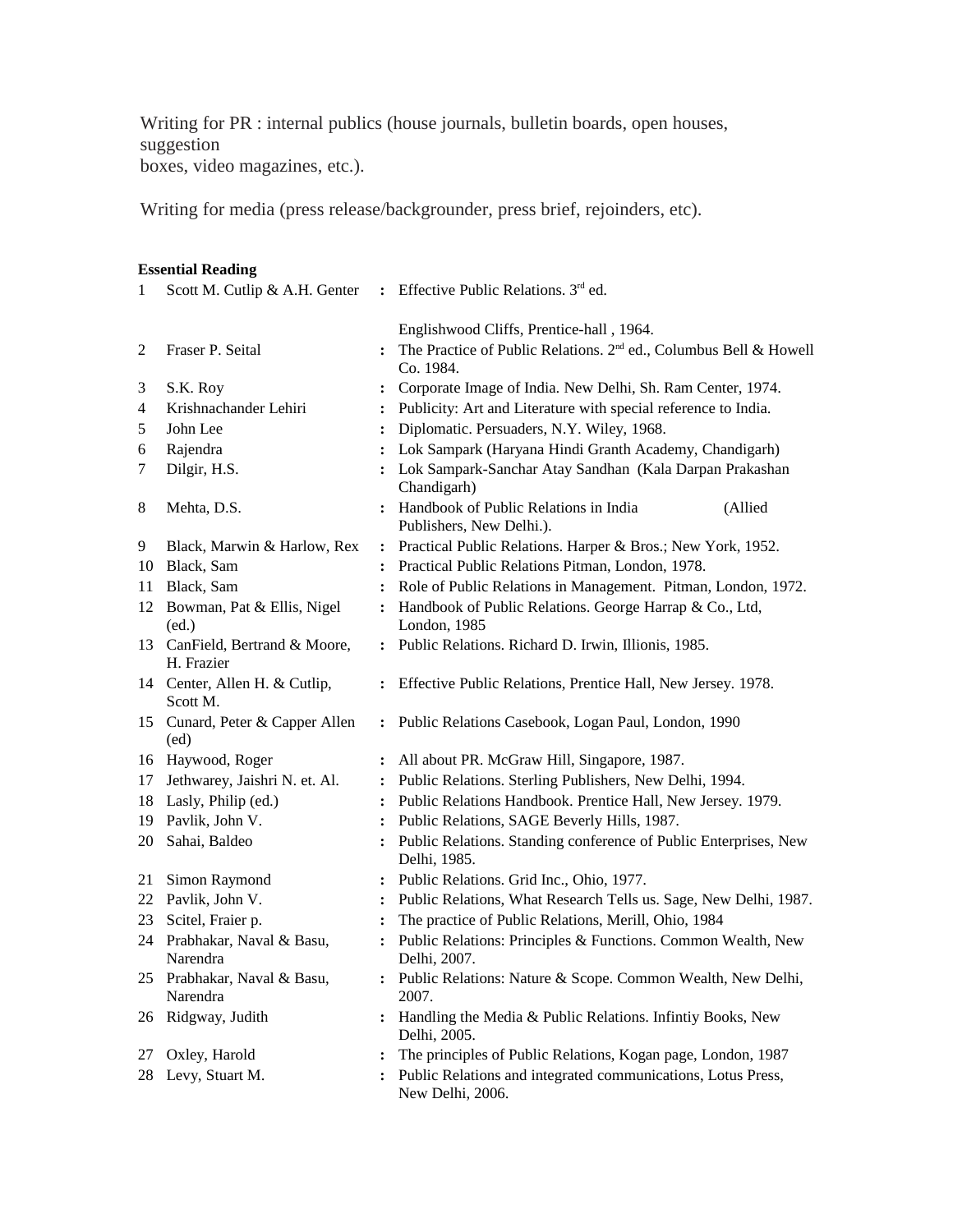Writing for PR : internal publics (house journals, bulletin boards, open houses, suggestion boxes, video magazines, etc.).

Writing for media (press release/backgrounder, press brief, rejoinders, etc).

**Essential Reading**

| | | | |
|---|---|---|---|
| 1 | Scott M. Cutlip & A.H. Genter | : | Effective Public Relations. 3rd ed. Englishwood Cliffs, Prentice-hall , 1964. |
| 2 | Fraser P. Seital | : | The Practice of Public Relations. 2nd ed., Columbus Bell & Howell Co. 1984. |
| 3 | S.K. Roy | : | Corporate Image of India. New Delhi, Sh. Ram Center, 1974. |
| 4 | Krishnachander Lehiri | : | Publicity: Art and Literature with special reference to India. |
| 5 | John Lee | : | Diplomatic. Persuaders, N.Y. Wiley, 1968. |
| 6 | Rajendra | : | Lok Sampark (Haryana Hindi Granth Academy, Chandigarh) |
| 7 | Dilgir, H.S. | : | Lok Sampark-Sanchar Atay Sandhan (Kala Darpan Prakashan Chandigarh) |
| 8 | Mehta, D.S. | : | Handbook of Public Relations in India (Allied Publishers, New Delhi.). |
| 9 | Black, Marwin & Harlow, Rex | : | Practical Public Relations. Harper & Bros.; New York, 1952. |
| 10 | Black, Sam | : | Practical Public Relations Pitman, London, 1978. |
| 11 | Black, Sam | : | Role of Public Relations in Management. Pitman, London, 1972. |
| 12 | Bowman, Pat & Ellis, Nigel (ed.) | : | Handbook of Public Relations. George Harrap & Co., Ltd, London, 1985 |
| 13 | CanField, Bertrand & Moore, H. Frazier | : | Public Relations. Richard D. Irwin, Illionis, 1985. |
| 14 | Center, Allen H. & Cutlip, Scott M. | : | Effective Public Relations, Prentice Hall, New Jersey. 1978. |
| 15 | Cunard, Peter & Capper Allen (ed) | : | Public Relations Casebook, Logan Paul, London, 1990 |
| 16 | Haywood, Roger | : | All about PR. McGraw Hill, Singapore, 1987. |
| 17 | Jethwarey, Jaishri N. et. Al. | : | Public Relations. Sterling Publishers, New Delhi, 1994. |
| 18 | Lasly, Philip (ed.) | : | Public Relations Handbook. Prentice Hall, New Jersey. 1979. |
| 19 | Pavlik, John V. | : | Public Relations, SAGE Beverly Hills, 1987. |
| 20 | Sahai, Baldeo | : | Public Relations. Standing conference of Public Enterprises, New Delhi, 1985. |
| 21 | Simon Raymond | : | Public Relations. Grid Inc., Ohio, 1977. |
| 22 | Pavlik, John V. | : | Public Relations, What Research Tells us. Sage, New Delhi, 1987. |
| 23 | Scitel, Fraier p. | : | The practice of Public Relations, Merill, Ohio, 1984 |
| 24 | Prabhakar, Naval & Basu, Narendra | : | Public Relations: Principles & Functions. Common Wealth, New Delhi, 2007. |
| 25 | Prabhakar, Naval & Basu, Narendra | : | Public Relations: Nature & Scope. Common Wealth, New Delhi, 2007. |
| 26 | Ridgway, Judith | : | Handling the Media & Public Relations. Infintiy Books, New Delhi, 2005. |
| 27 | Oxley, Harold | : | The principles of Public Relations, Kogan page, London, 1987 |
| 28 | Levy, Stuart M. | : | Public Relations and integrated communications, Lotus Press, New Delhi, 2006. |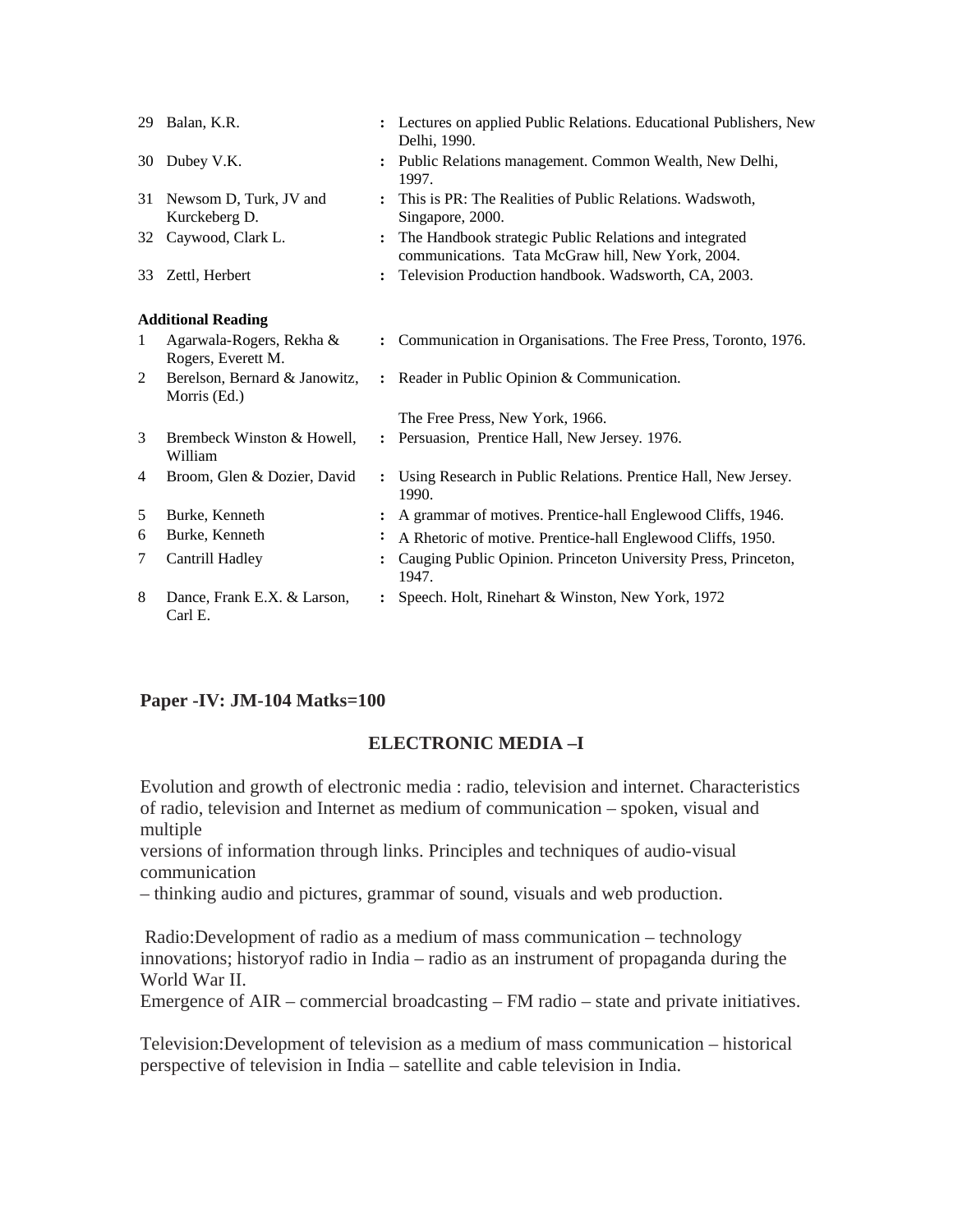| | | | |
|---|---|---|---|
| 29 | Balan, K.R. | : | Lectures on applied Public Relations. Educational Publishers, New Delhi, 1990. |
| 30 | Dubey V.K. | : | Public Relations management. Common Wealth, New Delhi, 1997. |
| 31 | Newsom D, Turk, JV and Kurckeberg D. | : | This is PR: The Realities of Public Relations. Wadswoth, Singapore, 2000. |
| 32 | Caywood, Clark L. | : | The Handbook strategic Public Relations and integrated communications. Tata McGraw hill, New York, 2004. |
| 33 | Zettl, Herbert | : | Television Production handbook. Wadsworth, CA, 2003. |

**Additional Reading**

| | | | |
|---|---|---|---|
| 1 | Agarwala-Rogers, Rekha & Rogers, Everett M. | : | Communication in Organisations. The Free Press, Toronto, 1976. |
| 2 | Berelson, Bernard & Janowitz, Morris (Ed.) | : | Reader in Public Opinion & Communication. The Free Press, New York, 1966. |
| 3 | Brembeck Winston & Howell, William | : | Persuasion, Prentice Hall, New Jersey. 1976. |
| 4 | Broom, Glen & Dozier, David | : | Using Research in Public Relations. Prentice Hall, New Jersey. 1990. |
| 5 | Burke, Kenneth | : | A grammar of motives. Prentice-hall Englewood Cliffs, 1946. |
| 6 | Burke, Kenneth | : | A Rhetoric of motive. Prentice-hall Englewood Cliffs, 1950. |
| 7 | Cantrill Hadley | : | Cauging Public Opinion. Princeton University Press, Princeton, 1947. |
| 8 | Dance, Frank E.X. & Larson, Carl E. | : | Speech. Holt, Rinehart & Winston, New York, 1972 |

**Paper -IV: JM-104 Matks=100**

## ELECTRONIC MEDIA –I

Evolution and growth of electronic media : radio, television and internet. Characteristics of radio, television and Internet as medium of communication – spoken, visual and multiple versions of information through links. Principles and techniques of audio-visual communication – thinking audio and pictures, grammar of sound, visuals and web production.

Radio:Development of radio as a medium of mass communication – technology innovations; historyof radio in India – radio as an instrument of propaganda during the World War II.
Emergence of AIR – commercial broadcasting – FM radio – state and private initiatives.

Television:Development of television as a medium of mass communication – historical perspective of television in India – satellite and cable television in India.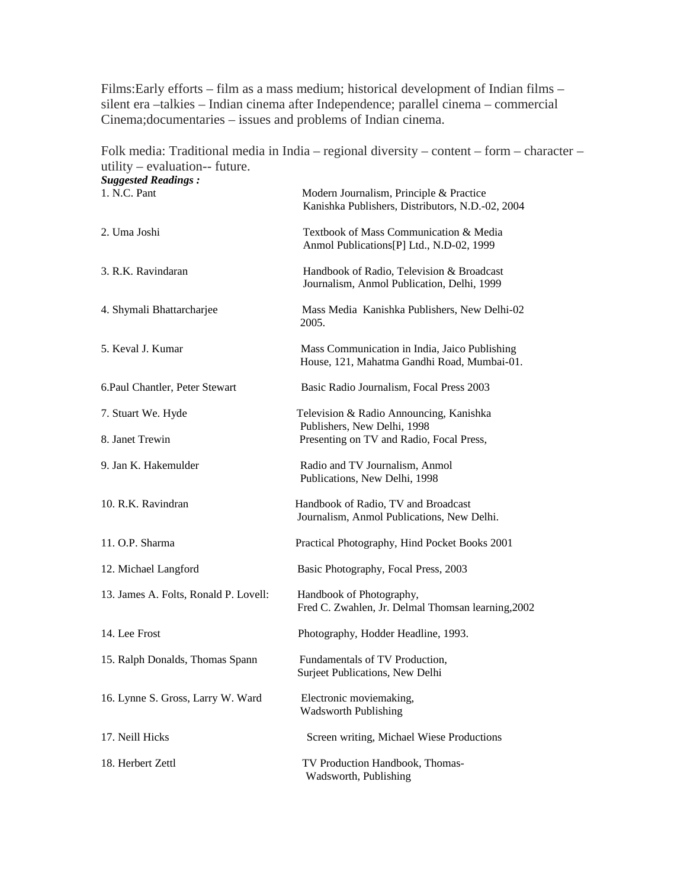Films:Early efforts – film as a mass medium; historical development of Indian films – silent era –talkies – Indian cinema after Independence; parallel cinema – commercial Cinema;documentaries – issues and problems of Indian cinema.

Folk media: Traditional media in India – regional diversity – content – form – character – utility – evaluation-- future.

***Suggested Readings :***

| | |
|---|---|
| 1. N.C. Pant | Modern Journalism, Principle & Practice Kanishka Publishers, Distributors, N.D.-02, 2004 |
| 2. Uma Joshi | Textbook of Mass Communication & Media Anmol Publications[P] Ltd., N.D-02, 1999 |
| 3. R.K. Ravindaran | Handbook of Radio, Television & Broadcast Journalism, Anmol Publication, Delhi, 1999 |
| 4. Shymali Bhattarcharjee | Mass Media Kanishka Publishers, New Delhi-02 2005. |
| 5. Keval J. Kumar | Mass Communication in India, Jaico Publishing House, 121, Mahatma Gandhi Road, Mumbai-01. |
| 6.Paul Chantler, Peter Stewart | Basic Radio Journalism, Focal Press 2003 |
| 7. Stuart We. Hyde | Television & Radio Announcing, Kanishka Publishers, New Delhi, 1998 |
| 8. Janet Trewin | Presenting on TV and Radio, Focal Press, |
| 9. Jan K. Hakemulder | Radio and TV Journalism, Anmol Publications, New Delhi, 1998 |
| 10. R.K. Ravindran | Handbook of Radio, TV and Broadcast Journalism, Anmol Publications, New Delhi. |
| 11. O.P. Sharma | Practical Photography, Hind Pocket Books 2001 |
| 12. Michael Langford | Basic Photography, Focal Press, 2003 |
| 13. James A. Folts, Ronald P. Lovell: | Handbook of Photography, Fred C. Zwahlen, Jr. Delmal Thomsan learning,2002 |
| 14. Lee Frost | Photography, Hodder Headline, 1993. |
| 15. Ralph Donalds, Thomas Spann | Fundamentals of TV Production, Surjeet Publications, New Delhi |
| 16. Lynne S. Gross, Larry W. Ward | Electronic moviemaking, Wadsworth Publishing |
| 17. Neill Hicks | Screen writing, Michael Wiese Productions |
| 18. Herbert Zettl | TV Production Handbook, Thomas-Wadsworth, Publishing |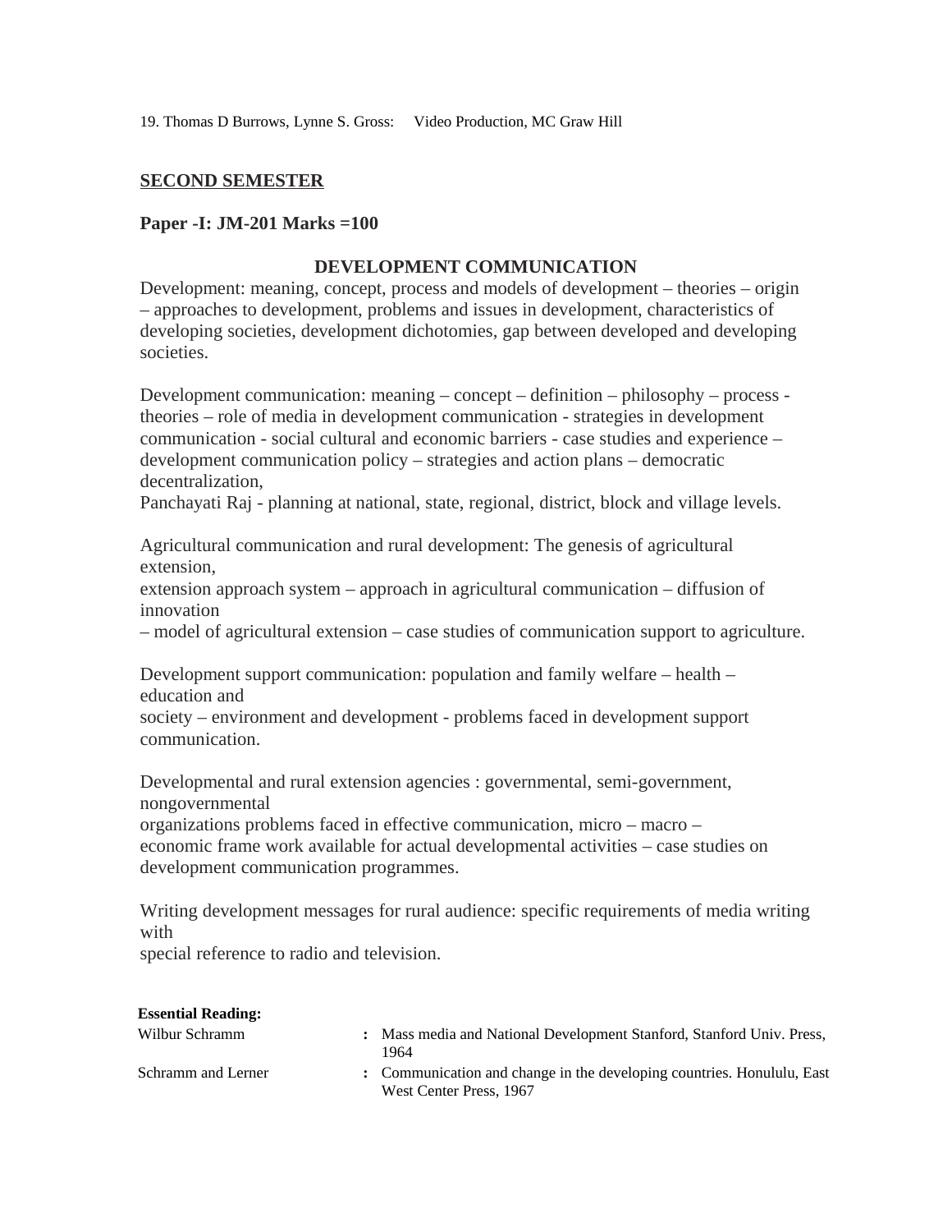19. Thomas D Burrows, Lynne S. Gross: Video Production, MC Graw Hill

## SECOND SEMESTER

**Paper -I: JM-201 Marks =100**

### DEVELOPMENT COMMUNICATION

Development: meaning, concept, process and models of development – theories – origin – approaches to development, problems and issues in development, characteristics of developing societies, development dichotomies, gap between developed and developing societies.

Development communication: meaning – concept – definition – philosophy – process - theories – role of media in development communication - strategies in development communication - social cultural and economic barriers - case studies and experience – development communication policy – strategies and action plans – democratic decentralization,
Panchayati Raj - planning at national, state, regional, district, block and village levels.

Agricultural communication and rural development: The genesis of agricultural extension,
extension approach system – approach in agricultural communication – diffusion of innovation
– model of agricultural extension – case studies of communication support to agriculture.

Development support communication: population and family welfare – health – education and
society – environment and development - problems faced in development support communication.

Developmental and rural extension agencies : governmental, semi-government, nongovernmental
organizations problems faced in effective communication, micro – macro – economic frame work available for actual developmental activities – case studies on development communication programmes.

Writing development messages for rural audience: specific requirements of media writing with
special reference to radio and television.

**Essential Reading:**

| | | |
|---|---|---|
| Wilbur Schramm | : | Mass media and National Development Stanford, Stanford Univ. Press, 1964 |
| Schramm and Lerner | : | Communication and change in the developing countries. Honululu, East West Center Press, 1967 |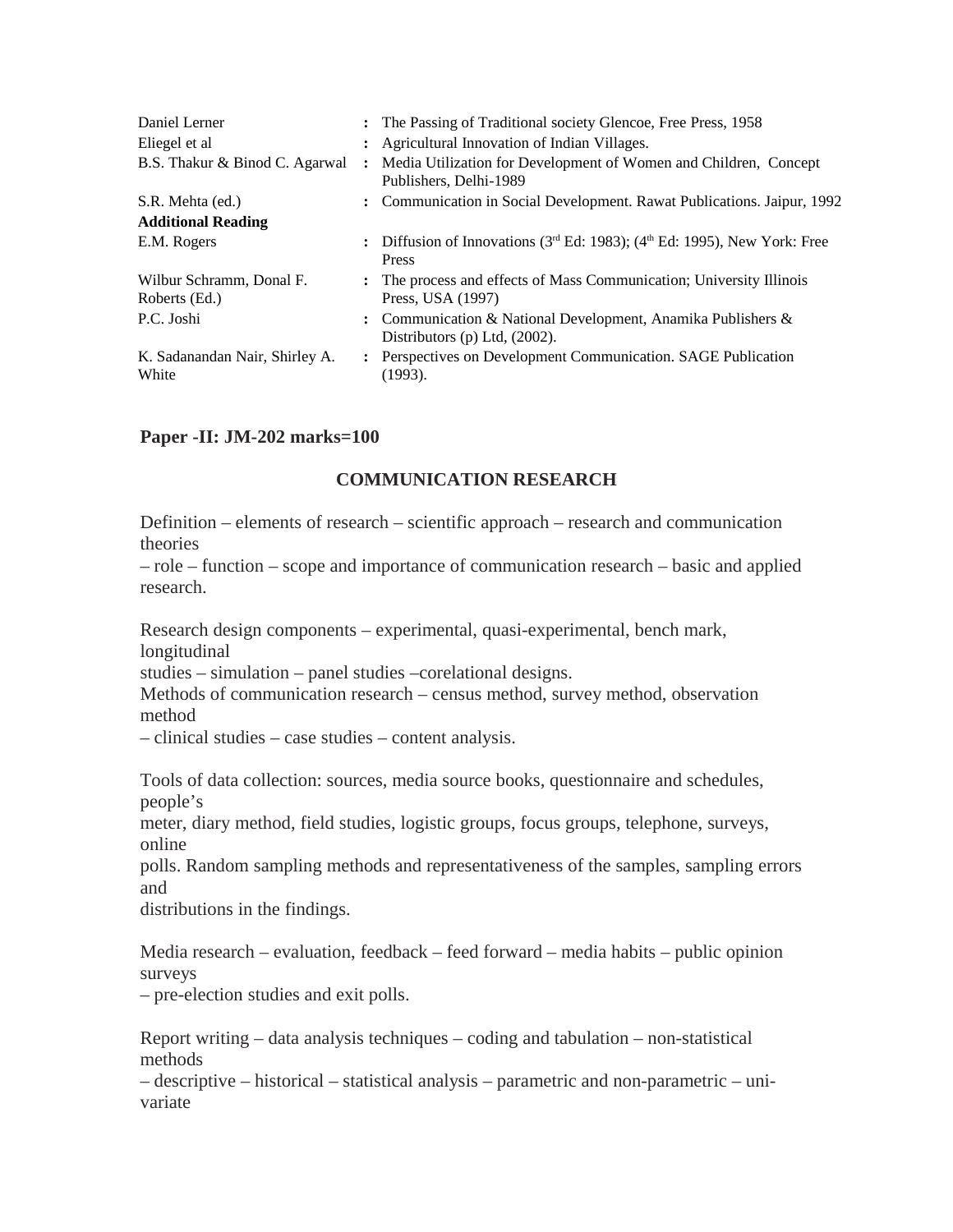| | | |
|---|---|---|
| Daniel Lerner | : | The Passing of Traditional society Glencoe, Free Press, 1958 |
| Eliegel et al | : | Agricultural Innovation of Indian Villages. |
| B.S. Thakur & Binod C. Agarwal | : | Media Utilization for Development of Women and Children, Concept Publishers, Delhi-1989 |
| S.R. Mehta (ed.) | : | Communication in Social Development. Rawat Publications. Jaipur, 1992 |
| **Additional Reading** | | |
| E.M. Rogers | : | Diffusion of Innovations (3rd Ed: 1983); (4th Ed: 1995), New York: Free Press |
| Wilbur Schramm, Donal F. Roberts (Ed.) | : | The process and effects of Mass Communication; University Illinois Press, USA (1997) |
| P.C. Joshi | : | Communication & National Development, Anamika Publishers & Distributors (p) Ltd, (2002). |
| K. Sadanandan Nair, Shirley A. White | : | Perspectives on Development Communication. SAGE Publication (1993). |

## Paper -II: JM-202 marks=100

### COMMUNICATION RESEARCH

Definition – elements of research – scientific approach – research and communication theories – role – function – scope and importance of communication research – basic and applied research.

Research design components – experimental, quasi-experimental, bench mark, longitudinal studies – simulation – panel studies –corelational designs.
Methods of communication research – census method, survey method, observation method – clinical studies – case studies – content analysis.

Tools of data collection: sources, media source books, questionnaire and schedules, people's meter, diary method, field studies, logistic groups, focus groups, telephone, surveys, online polls. Random sampling methods and representativeness of the samples, sampling errors and distributions in the findings.

Media research – evaluation, feedback – feed forward – media habits – public opinion surveys – pre-election studies and exit polls.

Report writing – data analysis techniques – coding and tabulation – non-statistical methods – descriptive – historical – statistical analysis – parametric and non-parametric – uni-variate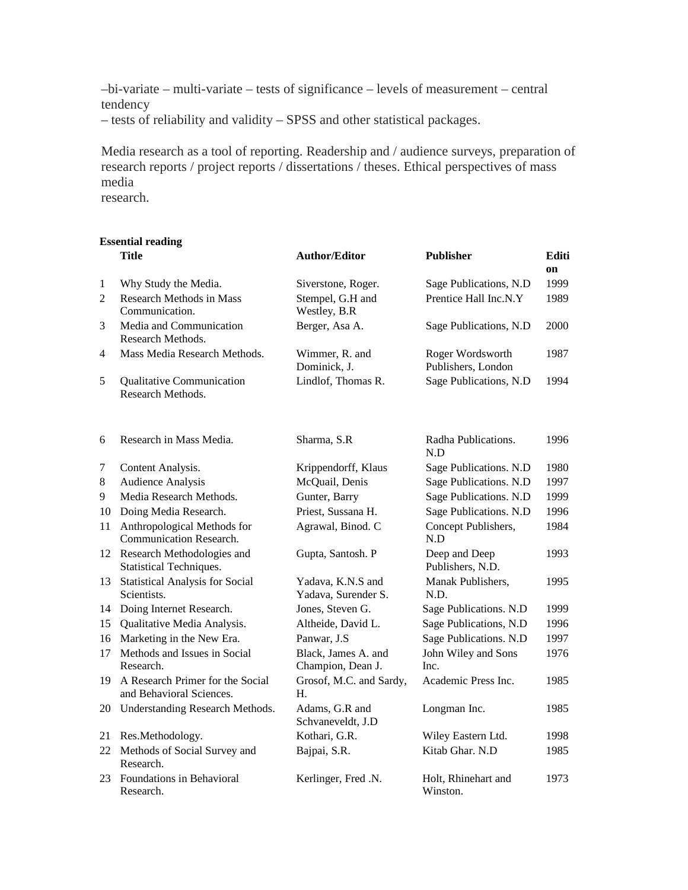–bi-variate – multi-variate – tests of significance – levels of measurement – central tendency
– tests of reliability and validity – SPSS and other statistical packages.

Media research as a tool of reporting. Readership and / audience surveys, preparation of research reports / project reports / dissertations / theses. Ethical perspectives of mass media
research.

**Essential reading**

| | **Title** | **Author/Editor** | **Publisher** | **Edition** |
|---|---|---|---|---|
| 1 | Why Study the Media. | Siverstone, Roger. | Sage Publications, N.D | 1999 |
| 2 | Research Methods in Mass Communication. | Stempel, G.H and Westley, B.R | Prentice Hall Inc.N.Y | 1989 |
| 3 | Media and Communication Research Methods. | Berger, Asa A. | Sage Publications, N.D | 2000 |
| 4 | Mass Media Research Methods. | Wimmer, R. and Dominick, J. | Roger Wordsworth Publishers, London | 1987 |
| 5 | Qualitative Communication Research Methods. | Lindlof, Thomas R. | Sage Publications, N.D | 1994 |
| 6 | Research in Mass Media. | Sharma, S.R | Radha Publications. N.D | 1996 |
| 7 | Content Analysis. | Krippendorff, Klaus | Sage Publications. N.D | 1980 |
| 8 | Audience Analysis | McQuail, Denis | Sage Publications. N.D | 1997 |
| 9 | Media Research Methods. | Gunter, Barry | Sage Publications. N.D | 1999 |
| 10 | Doing Media Research. | Priest, Sussana H. | Sage Publications. N.D | 1996 |
| 11 | Anthropological Methods for Communication Research. | Agrawal, Binod. C | Concept Publishers, N.D | 1984 |
| 12 | Research Methodologies and Statistical Techniques. | Gupta, Santosh. P | Deep and Deep Publishers, N.D. | 1993 |
| 13 | Statistical Analysis for Social Scientists. | Yadava, K.N.S and Yadava, Surender S. | Manak Publishers, N.D. | 1995 |
| 14 | Doing Internet Research. | Jones, Steven G. | Sage Publications. N.D | 1999 |
| 15 | Qualitative Media Analysis. | Altheide, David L. | Sage Publications, N.D | 1996 |
| 16 | Marketing in the New Era. | Panwar, J.S | Sage Publications. N.D | 1997 |
| 17 | Methods and Issues in Social Research. | Black, James A. and Champion, Dean J. | John Wiley and Sons Inc. | 1976 |
| 19 | A Research Primer for the Social and Behavioral Sciences. | Grosof, M.C. and Sardy, H. | Academic Press Inc. | 1985 |
| 20 | Understanding Research Methods. | Adams, G.R and Schvaneveldt, J.D | Longman Inc. | 1985 |
| 21 | Res.Methodology. | Kothari, G.R. | Wiley Eastern Ltd. | 1998 |
| 22 | Methods of Social Survey and Research. | Bajpai, S.R. | Kitab Ghar. N.D | 1985 |
| 23 | Foundations in Behavioral Research. | Kerlinger, Fred .N. | Holt, Rhinehart and Winston. | 1973 |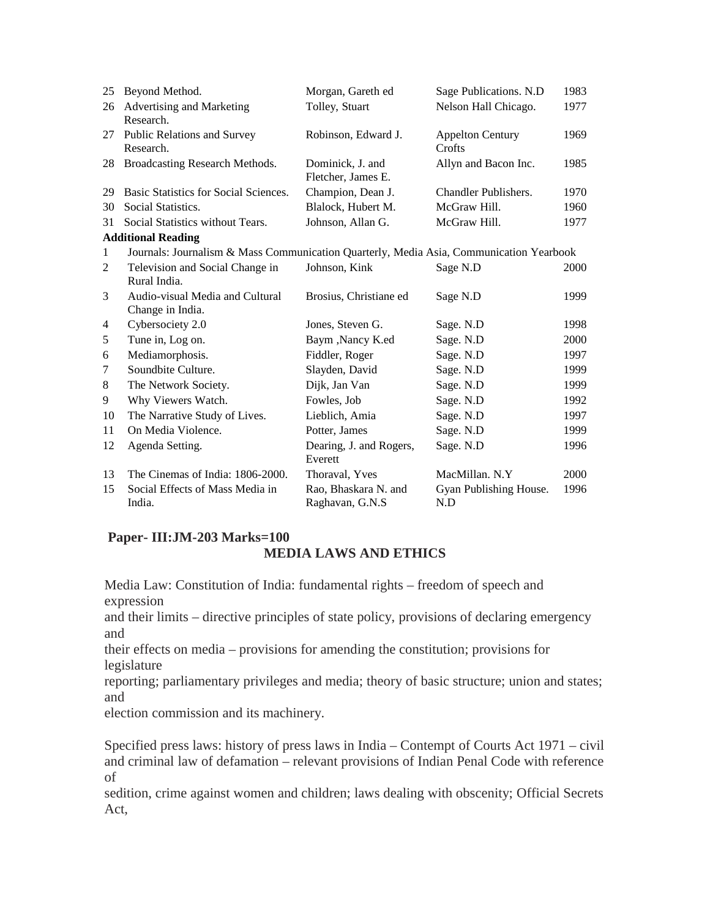| | | | | |
|---|---|---|---|---|
| 25 | Beyond Method. | Morgan, Gareth ed | Sage Publications. N.D | 1983 |
| 26 | Advertising and Marketing Research. | Tolley, Stuart | Nelson Hall Chicago. | 1977 |
| 27 | Public Relations and Survey Research. | Robinson, Edward J. | Appelton Century Crofts | 1969 |
| 28 | Broadcasting Research Methods. | Dominick, J. and Fletcher, James E. | Allyn and Bacon Inc. | 1985 |
| 29 | Basic Statistics for Social Sciences. | Champion, Dean J. | Chandler Publishers. | 1970 |
| 30 | Social Statistics. | Blalock, Hubert M. | McGraw Hill. | 1960 |
| 31 | Social Statistics without Tears. | Johnson, Allan G. | McGraw Hill. | 1977 |

**Additional Reading**

| | | | | |
|---|---|---|---|---|
| 1 | Journals: Journalism & Mass Communication Quarterly, Media Asia, Communication Yearbook | | | |
| 2 | Television and Social Change in Rural India. | Johnson, Kink | Sage N.D | 2000 |
| 3 | Audio-visual Media and Cultural Change in India. | Brosius, Christiane ed | Sage N.D | 1999 |
| 4 | Cybersociety 2.0 | Jones, Steven G. | Sage. N.D | 1998 |
| 5 | Tune in, Log on. | Baym ,Nancy K.ed | Sage. N.D | 2000 |
| 6 | Mediamorphosis. | Fiddler, Roger | Sage. N.D | 1997 |
| 7 | Soundbite Culture. | Slayden, David | Sage. N.D | 1999 |
| 8 | The Network Society. | Dijk, Jan Van | Sage. N.D | 1999 |
| 9 | Why Viewers Watch. | Fowles, Job | Sage. N.D | 1992 |
| 10 | The Narrative Study of Lives. | Lieblich, Amia | Sage. N.D | 1997 |
| 11 | On Media Violence. | Potter, James | Sage. N.D | 1999 |
| 12 | Agenda Setting. | Dearing, J. and Rogers, Everett | Sage. N.D | 1996 |
| 13 | The Cinemas of India: 1806-2000. | Thoraval, Yves | MacMillan. N.Y | 2000 |
| 15 | Social Effects of Mass Media in India. | Rao, Bhaskara N. and Raghavan, G.N.S | Gyan Publishing House. N.D | 1996 |

**Paper- III:JM-203 Marks=100**

## MEDIA LAWS AND ETHICS

Media Law: Constitution of India: fundamental rights – freedom of speech and expression and their limits – directive principles of state policy, provisions of declaring emergency and their effects on media – provisions for amending the constitution; provisions for legislature reporting; parliamentary privileges and media; theory of basic structure; union and states; and election commission and its machinery.

Specified press laws: history of press laws in India – Contempt of Courts Act 1971 – civil and criminal law of defamation – relevant provisions of Indian Penal Code with reference of sedition, crime against women and children; laws dealing with obscenity; Official Secrets Act,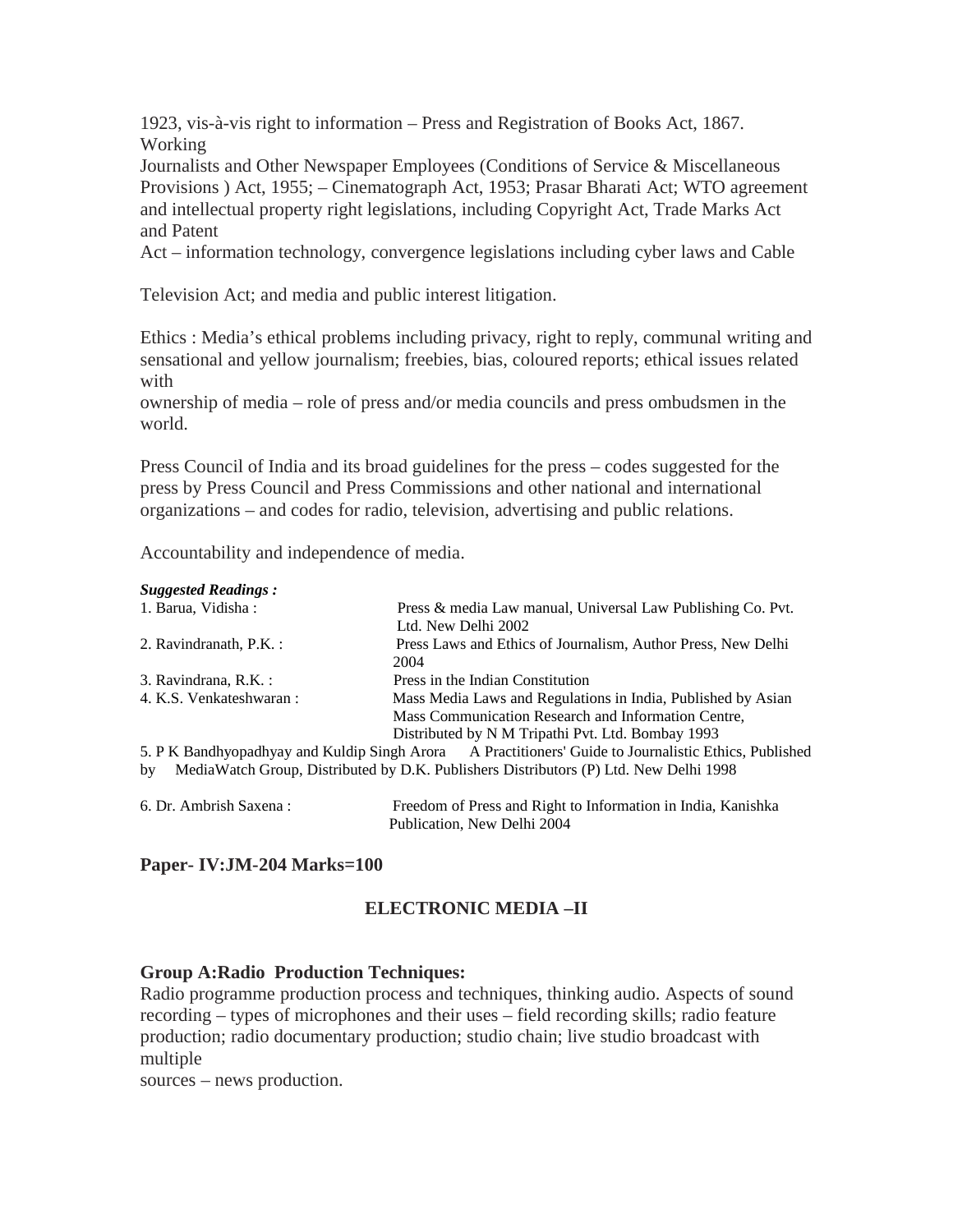1923, vis-à-vis right to information – Press and Registration of Books Act, 1867. Working Journalists and Other Newspaper Employees (Conditions of Service & Miscellaneous Provisions ) Act, 1955; – Cinematograph Act, 1953; Prasar Bharati Act; WTO agreement and intellectual property right legislations, including Copyright Act, Trade Marks Act and Patent Act – information technology, convergence legislations including cyber laws and Cable Television Act; and media and public interest litigation.

Ethics : Media's ethical problems including privacy, right to reply, communal writing and sensational and yellow journalism; freebies, bias, coloured reports; ethical issues related with ownership of media – role of press and/or media councils and press ombudsmen in the world.

Press Council of India and its broad guidelines for the press – codes suggested for the press by Press Council and Press Commissions and other national and international organizations – and codes for radio, television, advertising and public relations.

Accountability and independence of media.

***Suggested Readings :***

1. Barua, Vidisha : Press & media Law manual, Universal Law Publishing Co. Pvt. Ltd. New Delhi 2002
2. Ravindranath, P.K. : Press Laws and Ethics of Journalism, Author Press, New Delhi 2004
3. Ravindrana, R.K. : Press in the Indian Constitution
4. K.S. Venkateshwaran : Mass Media Laws and Regulations in India, Published by Asian Mass Communication Research and Information Centre, Distributed by N M Tripathi Pvt. Ltd. Bombay 1993
5. P K Bandhyopadhyay and Kuldip Singh Arora A Practitioners' Guide to Journalistic Ethics, Published by MediaWatch Group, Distributed by D.K. Publishers Distributors (P) Ltd. New Delhi 1998
6. Dr. Ambrish Saxena : Freedom of Press and Right to Information in India, Kanishka Publication, New Delhi 2004

**Paper- IV:JM-204 Marks=100**

## ELECTRONIC MEDIA –II

**Group A:Radio Production Techniques:**

Radio programme production process and techniques, thinking audio. Aspects of sound recording – types of microphones and their uses – field recording skills; radio feature production; radio documentary production; studio chain; live studio broadcast with multiple sources – news production.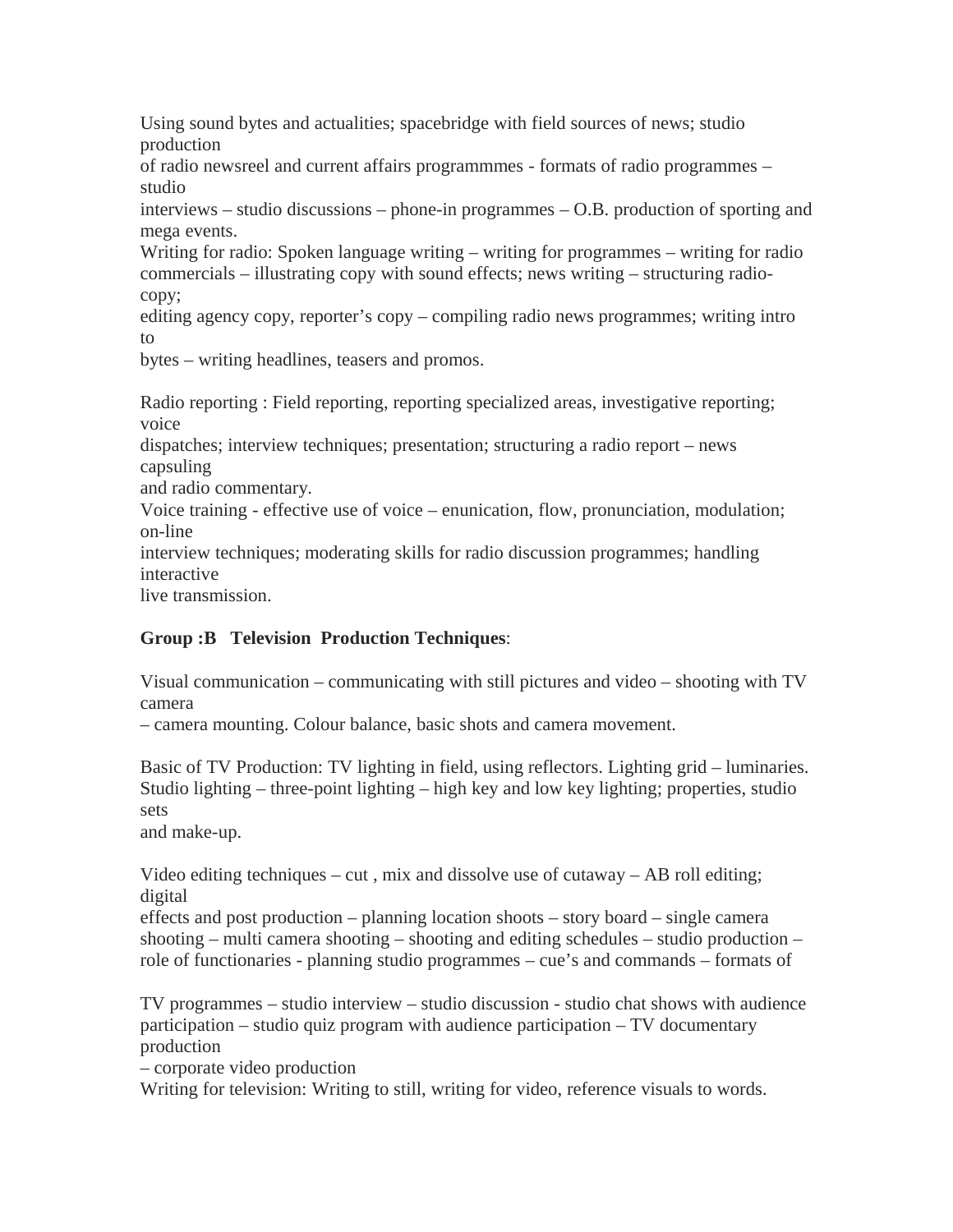Using sound bytes and actualities; spacebridge with field sources of news; studio production of radio newsreel and current affairs programmmes - formats of radio programmes – studio interviews – studio discussions – phone-in programmes – O.B. production of sporting and mega events.

Writing for radio: Spoken language writing – writing for programmes – writing for radio commercials – illustrating copy with sound effects; news writing – structuring radio-copy; editing agency copy, reporter's copy – compiling radio news programmes; writing intro to bytes – writing headlines, teasers and promos.

Radio reporting : Field reporting, reporting specialized areas, investigative reporting; voice dispatches; interview techniques; presentation; structuring a radio report – news capsuling and radio commentary.

Voice training - effective use of voice – enunication, flow, pronunciation, modulation; on-line interview techniques; moderating skills for radio discussion programmes; handling interactive live transmission.

**Group :B Television Production Techniques**:

Visual communication – communicating with still pictures and video – shooting with TV camera – camera mounting. Colour balance, basic shots and camera movement.

Basic of TV Production: TV lighting in field, using reflectors. Lighting grid – luminaries. Studio lighting – three-point lighting – high key and low key lighting; properties, studio sets and make-up.

Video editing techniques – cut , mix and dissolve use of cutaway – AB roll editing; digital effects and post production – planning location shoots – story board – single camera shooting – multi camera shooting – shooting and editing schedules – studio production – role of functionaries - planning studio programmes – cue's and commands – formats of

TV programmes – studio interview – studio discussion - studio chat shows with audience participation – studio quiz program with audience participation – TV documentary production – corporate video production

Writing for television: Writing to still, writing for video, reference visuals to words.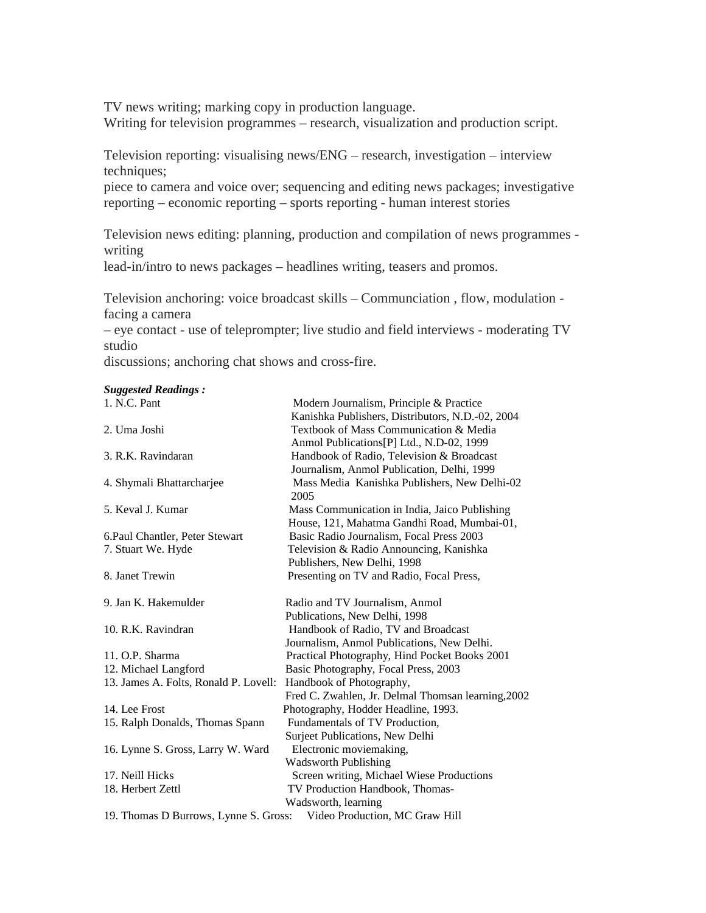TV news writing; marking copy in production language.
Writing for television programmes – research, visualization and production script.

Television reporting: visualising news/ENG – research, investigation – interview techniques;
piece to camera and voice over; sequencing and editing news packages; investigative reporting – economic reporting – sports reporting - human interest stories

Television news editing: planning, production and compilation of news programmes - writing
lead-in/intro to news packages – headlines writing, teasers and promos.

Television anchoring: voice broadcast skills – Communciation , flow, modulation - facing a camera
– eye contact - use of teleprompter; live studio and field interviews - moderating TV studio
discussions; anchoring chat shows and cross-fire.

***Suggested Readings :***

| | |
|---|---|
| 1. N.C. Pant | Modern Journalism, Principle & Practice Kanishka Publishers, Distributors, N.D.-02, 2004 |
| 2. Uma Joshi | Textbook of Mass Communication & Media Anmol Publications[P] Ltd., N.D-02, 1999 |
| 3. R.K. Ravindaran | Handbook of Radio, Television & Broadcast Journalism, Anmol Publication, Delhi, 1999 |
| 4. Shymali Bhattarcharjee | Mass Media Kanishka Publishers, New Delhi-02 2005 |
| 5. Keval J. Kumar | Mass Communication in India, Jaico Publishing House, 121, Mahatma Gandhi Road, Mumbai-01, |
| 6.Paul Chantler, Peter Stewart | Basic Radio Journalism, Focal Press 2003 |
| 7. Stuart We. Hyde | Television & Radio Announcing, Kanishka Publishers, New Delhi, 1998 |
| 8. Janet Trewin | Presenting on TV and Radio, Focal Press, |
| 9. Jan K. Hakemulder | Radio and TV Journalism, Anmol Publications, New Delhi, 1998 |
| 10. R.K. Ravindran | Handbook of Radio, TV and Broadcast Journalism, Anmol Publications, New Delhi. |
| 11. O.P. Sharma | Practical Photography, Hind Pocket Books 2001 |
| 12. Michael Langford | Basic Photography, Focal Press, 2003 |
| 13. James A. Folts, Ronald P. Lovell: | Handbook of Photography, Fred C. Zwahlen, Jr. Delmal Thomsan learning,2002 |
| 14. Lee Frost | Photography, Hodder Headline, 1993. |
| 15. Ralph Donalds, Thomas Spann | Fundamentals of TV Production, Surjeet Publications, New Delhi |
| 16. Lynne S. Gross, Larry W. Ward | Electronic moviemaking, Wadsworth Publishing |
| 17. Neill Hicks | Screen writing, Michael Wiese Productions |
| 18. Herbert Zettl | TV Production Handbook, Thomas-Wadsworth, learning |
| 19. Thomas D Burrows, Lynne S. Gross: | Video Production, MC Graw Hill |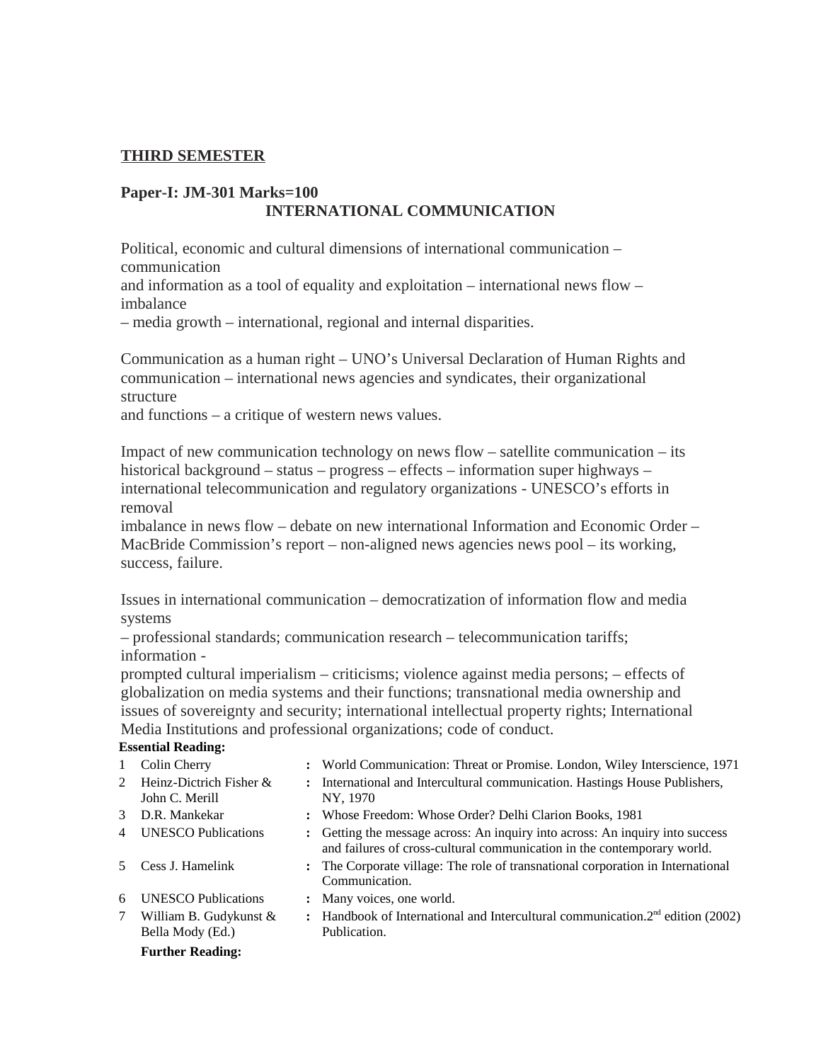## THIRD SEMESTER

### Paper-I: JM-301 Marks=100

### INTERNATIONAL COMMUNICATION

Political, economic and cultural dimensions of international communication – communication and information as a tool of equality and exploitation – international news flow – imbalance – media growth – international, regional and internal disparities.

Communication as a human right – UNO's Universal Declaration of Human Rights and communication – international news agencies and syndicates, their organizational structure and functions – a critique of western news values.

Impact of new communication technology on news flow – satellite communication – its historical background – status – progress – effects – information super highways – international telecommunication and regulatory organizations - UNESCO's efforts in removal imbalance in news flow – debate on new international Information and Economic Order – MacBride Commission's report – non-aligned news agencies news pool – its working, success, failure.

Issues in international communication – democratization of information flow and media systems – professional standards; communication research – telecommunication tariffs; information - prompted cultural imperialism – criticisms; violence against media persons; – effects of globalization on media systems and their functions; transnational media ownership and issues of sovereignty and security; international intellectual property rights; International Media Institutions and professional organizations; code of conduct.

**Essential Reading:**

| | | | |
|---|---|---|---|
| 1 | Colin Cherry | : | World Communication: Threat or Promise. London, Wiley Interscience, 1971 |
| 2 | Heinz-Dictrich Fisher & John C. Merill | : | International and Intercultural communication. Hastings House Publishers, NY, 1970 |
| 3 | D.R. Mankekar | : | Whose Freedom: Whose Order? Delhi Clarion Books, 1981 |
| 4 | UNESCO Publications | : | Getting the message across: An inquiry into across: An inquiry into success and failures of cross-cultural communication in the contemporary world. |
| 5 | Cess J. Hamelink | : | The Corporate village: The role of transnational corporation in International Communication. |
| 6 | UNESCO Publications | : | Many voices, one world. |
| 7 | William B. Gudykunst & Bella Mody (Ed.) | : | Handbook of International and Intercultural communication.2nd edition (2002) Publication. |

**Further Reading:**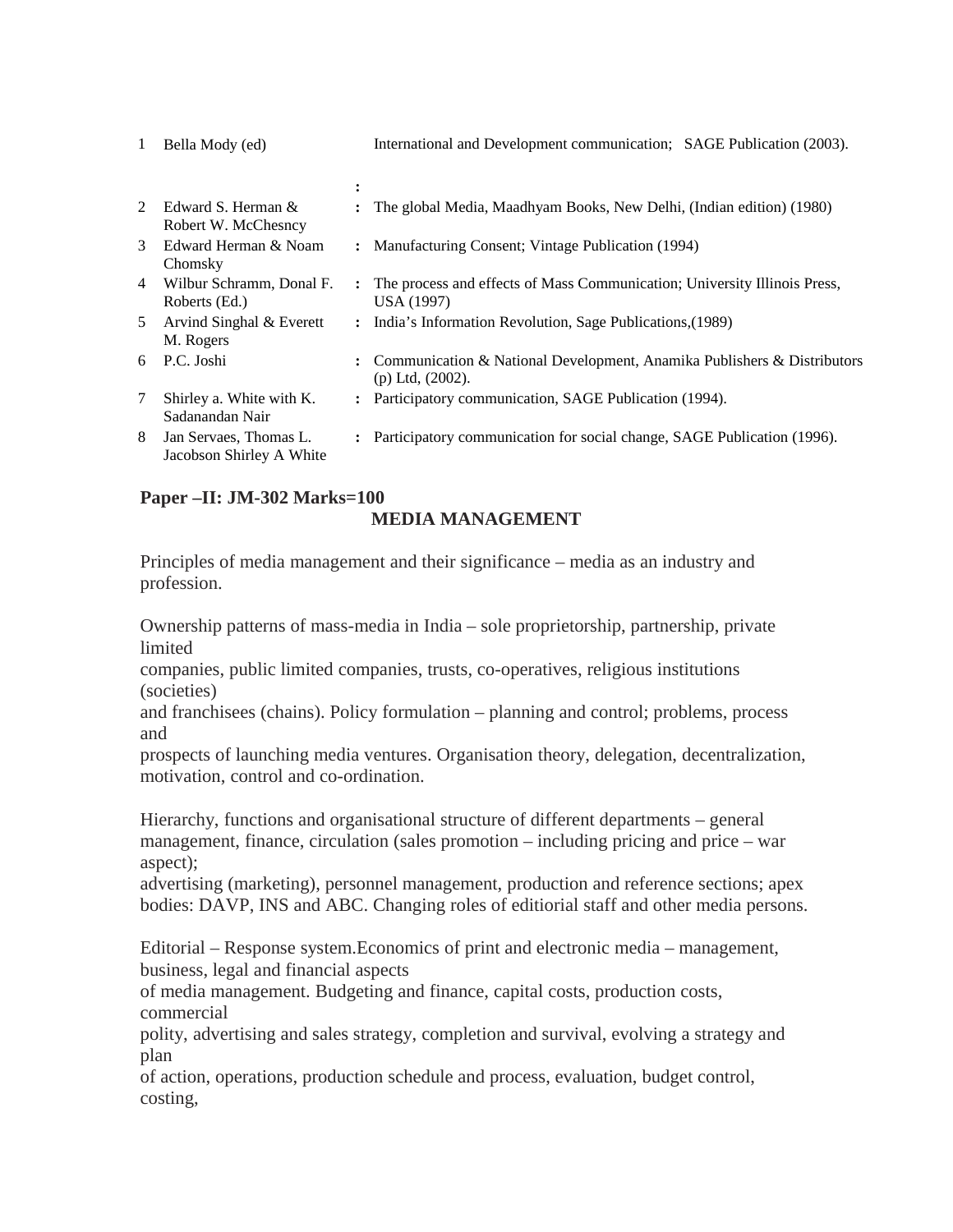| | | | |
|---|---|---|---|
| 1 | Bella Mody (ed) | : | International and Development communication; SAGE Publication (2003). |
| 2 | Edward S. Herman & Robert W. McChesncy | : | The global Media, Maadhyam Books, New Delhi, (Indian edition) (1980) |
| 3 | Edward Herman & Noam Chomsky | : | Manufacturing Consent; Vintage Publication (1994) |
| 4 | Wilbur Schramm, Donal F. Roberts (Ed.) | : | The process and effects of Mass Communication; University Illinois Press, USA (1997) |
| 5 | Arvind Singhal & Everett M. Rogers | : | India's Information Revolution, Sage Publications,(1989) |
| 6 | P.C. Joshi | : | Communication & National Development, Anamika Publishers & Distributors (p) Ltd, (2002). |
| 7 | Shirley a. White with K. Sadanandan Nair | : | Participatory communication, SAGE Publication (1994). |
| 8 | Jan Servaes, Thomas L. Jacobson Shirley A White | : | Participatory communication for social change, SAGE Publication (1996). |

**Paper –II: JM-302 Marks=100**

## MEDIA MANAGEMENT

Principles of media management and their significance – media as an industry and profession.

Ownership patterns of mass-media in India – sole proprietorship, partnership, private limited companies, public limited companies, trusts, co-operatives, religious institutions (societies) and franchisees (chains). Policy formulation – planning and control; problems, process and prospects of launching media ventures. Organisation theory, delegation, decentralization, motivation, control and co-ordination.

Hierarchy, functions and organisational structure of different departments – general management, finance, circulation (sales promotion – including pricing and price – war aspect); advertising (marketing), personnel management, production and reference sections; apex bodies: DAVP, INS and ABC. Changing roles of editiorial staff and other media persons.

Editorial – Response system.Economics of print and electronic media – management, business, legal and financial aspects of media management. Budgeting and finance, capital costs, production costs, commercial polity, advertising and sales strategy, completion and survival, evolving a strategy and plan of action, operations, production schedule and process, evaluation, budget control, costing,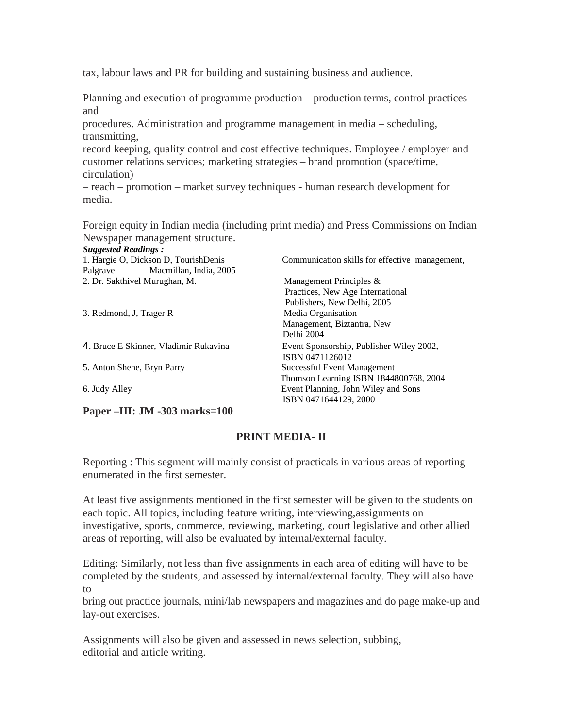tax, labour laws and PR for building and sustaining business and audience.

Planning and execution of programme production – production terms, control practices and procedures. Administration and programme management in media – scheduling, transmitting, record keeping, quality control and cost effective techniques. Employee / employer and customer relations services; marketing strategies – brand promotion (space/time, circulation) – reach – promotion – market survey techniques - human research development for media.

Foreign equity in Indian media (including print media) and Press Commissions on Indian Newspaper management structure.

***Suggested Readings :***

1. Hargie O, Dickson D, TourishDenis — Communication skills for effective management, Palgrave Macmillan, India, 2005
2. Dr. Sakthivel Murughan, M. — Management Principles & Practices, New Age International Publishers, New Delhi, 2005
3. Redmond, J, Trager R — Media Organisation Management, Biztantra, New Delhi 2004
4. Bruce E Skinner, Vladimir Rukavina — Event Sponsorship, Publisher Wiley 2002, ISBN 0471126012
5. Anton Shene, Bryn Parry — Successful Event Management Thomson Learning ISBN 1844800768, 2004
6. Judy Alley — Event Planning, John Wiley and Sons ISBN 0471644129, 2000

**Paper –III: JM -303 marks=100**

**PRINT MEDIA- II**

Reporting : This segment will mainly consist of practicals in various areas of reporting enumerated in the first semester.

At least five assignments mentioned in the first semester will be given to the students on each topic. All topics, including feature writing, interviewing,assignments on investigative, sports, commerce, reviewing, marketing, court legislative and other allied areas of reporting, will also be evaluated by internal/external faculty.

Editing: Similarly, not less than five assignments in each area of editing will have to be completed by the students, and assessed by internal/external faculty. They will also have to bring out practice journals, mini/lab newspapers and magazines and do page make-up and lay-out exercises.

Assignments will also be given and assessed in news selection, subbing, editorial and article writing.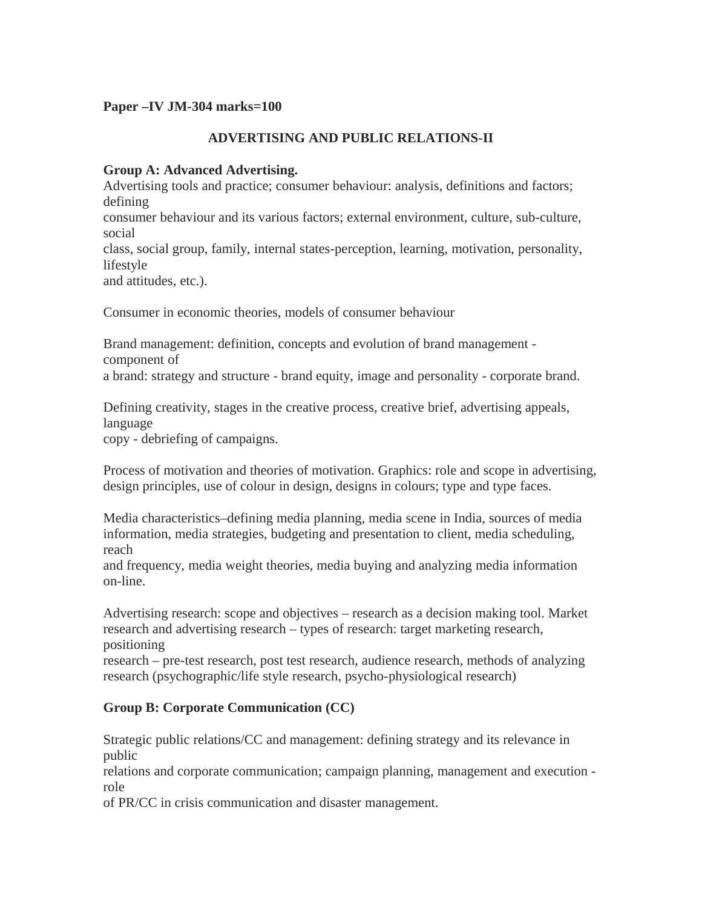**Paper –IV JM-304 marks=100**

## ADVERTISING AND PUBLIC RELATIONS-II

**Group A: Advanced Advertising.**

Advertising tools and practice; consumer behaviour: analysis, definitions and factors; defining consumer behaviour and its various factors; external environment, culture, sub-culture, social class, social group, family, internal states-perception, learning, motivation, personality, lifestyle and attitudes, etc.).

Consumer in economic theories, models of consumer behaviour

Brand management: definition, concepts and evolution of brand management - component of a brand: strategy and structure - brand equity, image and personality - corporate brand.

Defining creativity, stages in the creative process, creative brief, advertising appeals, language copy - debriefing of campaigns.

Process of motivation and theories of motivation. Graphics: role and scope in advertising, design principles, use of colour in design, designs in colours; type and type faces.

Media characteristics–defining media planning, media scene in India, sources of media information, media strategies, budgeting and presentation to client, media scheduling, reach and frequency, media weight theories, media buying and analyzing media information on-line.

Advertising research: scope and objectives – research as a decision making tool. Market research and advertising research – types of research: target marketing research, positioning research – pre-test research, post test research, audience research, methods of analyzing research (psychographic/life style research, psycho-physiological research)

**Group B: Corporate Communication (CC)**

Strategic public relations/CC and management: defining strategy and its relevance in public relations and corporate communication; campaign planning, management and execution - role of PR/CC in crisis communication and disaster management.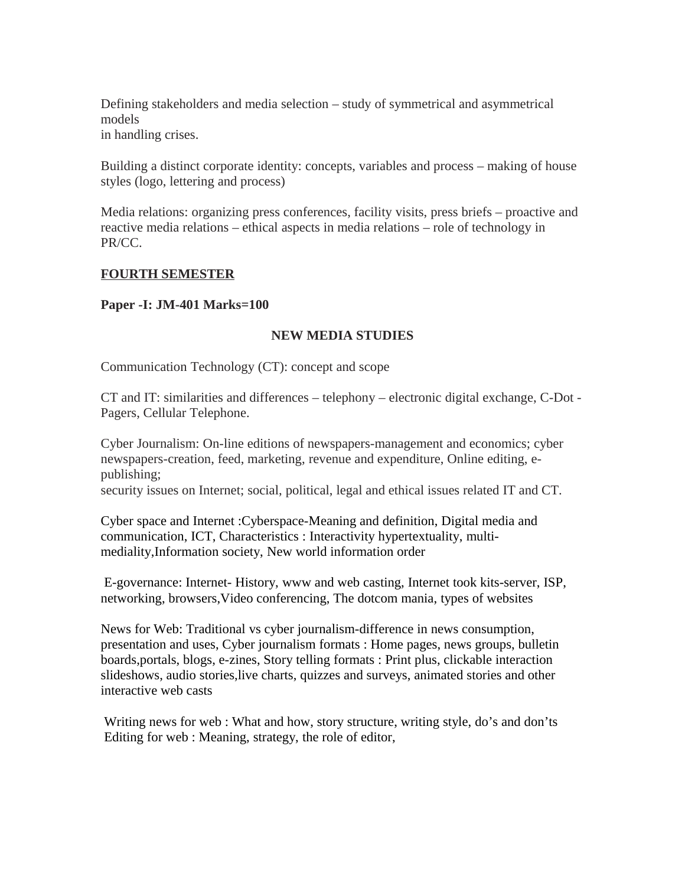Defining stakeholders and media selection – study of symmetrical and asymmetrical models
in handling crises.

Building a distinct corporate identity: concepts, variables and process – making of house styles (logo, lettering and process)

Media relations: organizing press conferences, facility visits, press briefs – proactive and reactive media relations – ethical aspects in media relations – role of technology in PR/CC.

**FOURTH SEMESTER**

**Paper -I: JM-401 Marks=100**

**NEW MEDIA STUDIES**

Communication Technology (CT): concept and scope

CT and IT: similarities and differences – telephony – electronic digital exchange, C-Dot - Pagers, Cellular Telephone.

Cyber Journalism: On-line editions of newspapers-management and economics; cyber newspapers-creation, feed, marketing, revenue and expenditure, Online editing, e-publishing;
security issues on Internet; social, political, legal and ethical issues related IT and CT.

Cyber space and Internet :Cyberspace-Meaning and definition, Digital media and communication, ICT, Characteristics : Interactivity hypertextuality, multi-mediality,Information society, New world information order

E-governance: Internet- History, www and web casting, Internet took kits-server, ISP, networking, browsers,Video conferencing, The dotcom mania, types of websites

News for Web: Traditional vs cyber journalism-difference in news consumption, presentation and uses, Cyber journalism formats : Home pages, news groups, bulletin boards,portals, blogs, e-zines, Story telling formats : Print plus, clickable interaction slideshows, audio stories,live charts, quizzes and surveys, animated stories and other interactive web casts

Writing news for web : What and how, story structure, writing style, do's and don'ts
Editing for web : Meaning, strategy, the role of editor,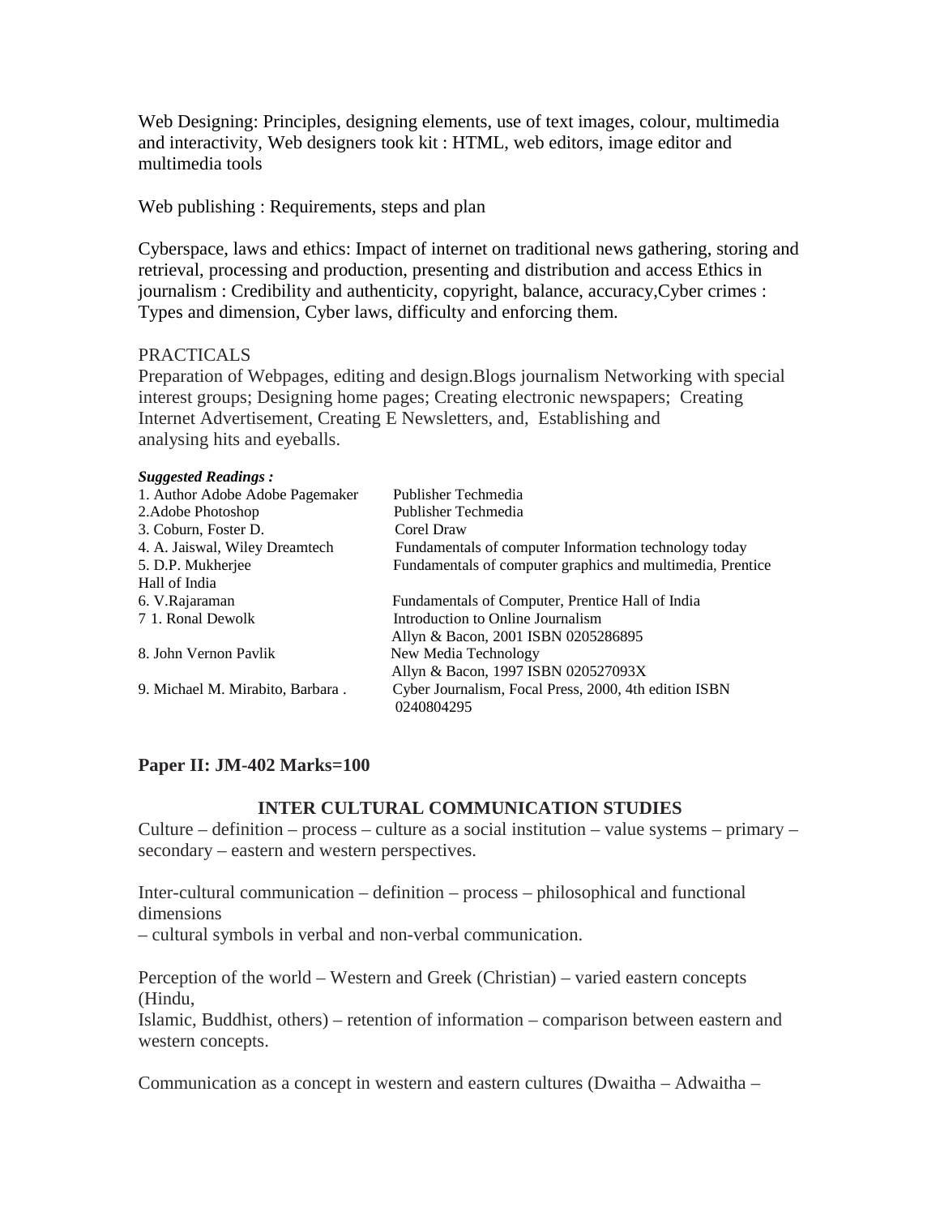Web Designing: Principles, designing elements, use of text images, colour, multimedia and interactivity, Web designers took kit : HTML, web editors, image editor and multimedia tools

Web publishing : Requirements, steps and plan

Cyberspace, laws and ethics: Impact of internet on traditional news gathering, storing and retrieval, processing and production, presenting and distribution and access Ethics in journalism : Credibility and authenticity, copyright, balance, accuracy,Cyber crimes : Types and dimension, Cyber laws, difficulty and enforcing them.

PRACTICALS

Preparation of Webpages, editing and design.Blogs journalism Networking with special interest groups; Designing home pages; Creating electronic newspapers; Creating Internet Advertisement, Creating E Newsletters, and, Establishing and analysing hits and eyeballs.

***Suggested Readings :***

| | |
|---|---|
| 1. Author Adobe Adobe Pagemaker | Publisher Techmedia |
| 2.Adobe Photoshop | Publisher Techmedia |
| 3. Coburn, Foster D. | Corel Draw |
| 4. A. Jaiswal, Wiley Dreamtech | Fundamentals of computer Information technology today |
| 5. D.P. Mukherjee | Fundamentals of computer graphics and multimedia, Prentice Hall of India |
| 6. V.Rajaraman | Fundamentals of Computer, Prentice Hall of India |
| 7 1. Ronal Dewolk | Introduction to Online Journalism Allyn & Bacon, 2001 ISBN 0205286895 |
| 8. John Vernon Pavlik | New Media Technology Allyn & Bacon, 1997 ISBN 020527093X |
| 9. Michael M. Mirabito, Barbara . | Cyber Journalism, Focal Press, 2000, 4th edition ISBN 0240804295 |

**Paper II: JM-402 Marks=100**

## INTER CULTURAL COMMUNICATION STUDIES

Culture – definition – process – culture as a social institution – value systems – primary – secondary – eastern and western perspectives.

Inter-cultural communication – definition – process – philosophical and functional dimensions
– cultural symbols in verbal and non-verbal communication.

Perception of the world – Western and Greek (Christian) – varied eastern concepts (Hindu,
Islamic, Buddhist, others) – retention of information – comparison between eastern and western concepts.

Communication as a concept in western and eastern cultures (Dwaitha – Adwaitha –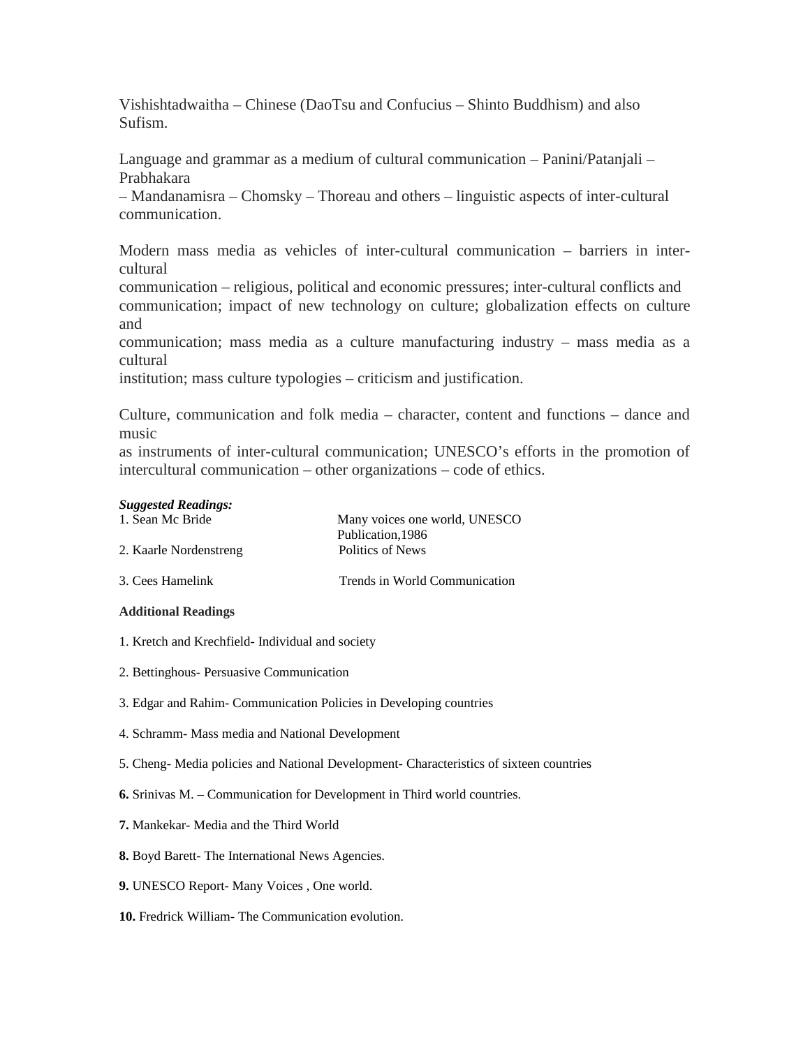Vishishtadwaitha – Chinese (DaoTsu and Confucius – Shinto Buddhism) and also Sufism.

Language and grammar as a medium of cultural communication – Panini/Patanjali – Prabhakara – Mandanamisra – Chomsky – Thoreau and others – linguistic aspects of inter-cultural communication.

Modern mass media as vehicles of inter-cultural communication – barriers in inter-cultural communication – religious, political and economic pressures; inter-cultural conflicts and communication; impact of new technology on culture; globalization effects on culture and communication; mass media as a culture manufacturing industry – mass media as a cultural institution; mass culture typologies – criticism and justification.

Culture, communication and folk media – character, content and functions – dance and music as instruments of inter-cultural communication; UNESCO's efforts in the promotion of intercultural communication – other organizations – code of ethics.

***Suggested Readings:***

| | |
|---|---|
| 1. Sean Mc Bride | Many voices one world, UNESCO Publication,1986 |
| 2. Kaarle Nordenstreng | Politics of News |
| 3. Cees Hamelink | Trends in World Communication |

**Additional Readings**

1. Kretch and Krechfield- Individual and society
2. Bettinghous- Persuasive Communication
3. Edgar and Rahim- Communication Policies in Developing countries
4. Schramm- Mass media and National Development
5. Cheng- Media policies and National Development- Characteristics of sixteen countries
6. Srinivas M. – Communication for Development in Third world countries.
7. Mankekar- Media and the Third World
8. Boyd Barett- The International News Agencies.
9. UNESCO Report- Many Voices , One world.
10. Fredrick William- The Communication evolution.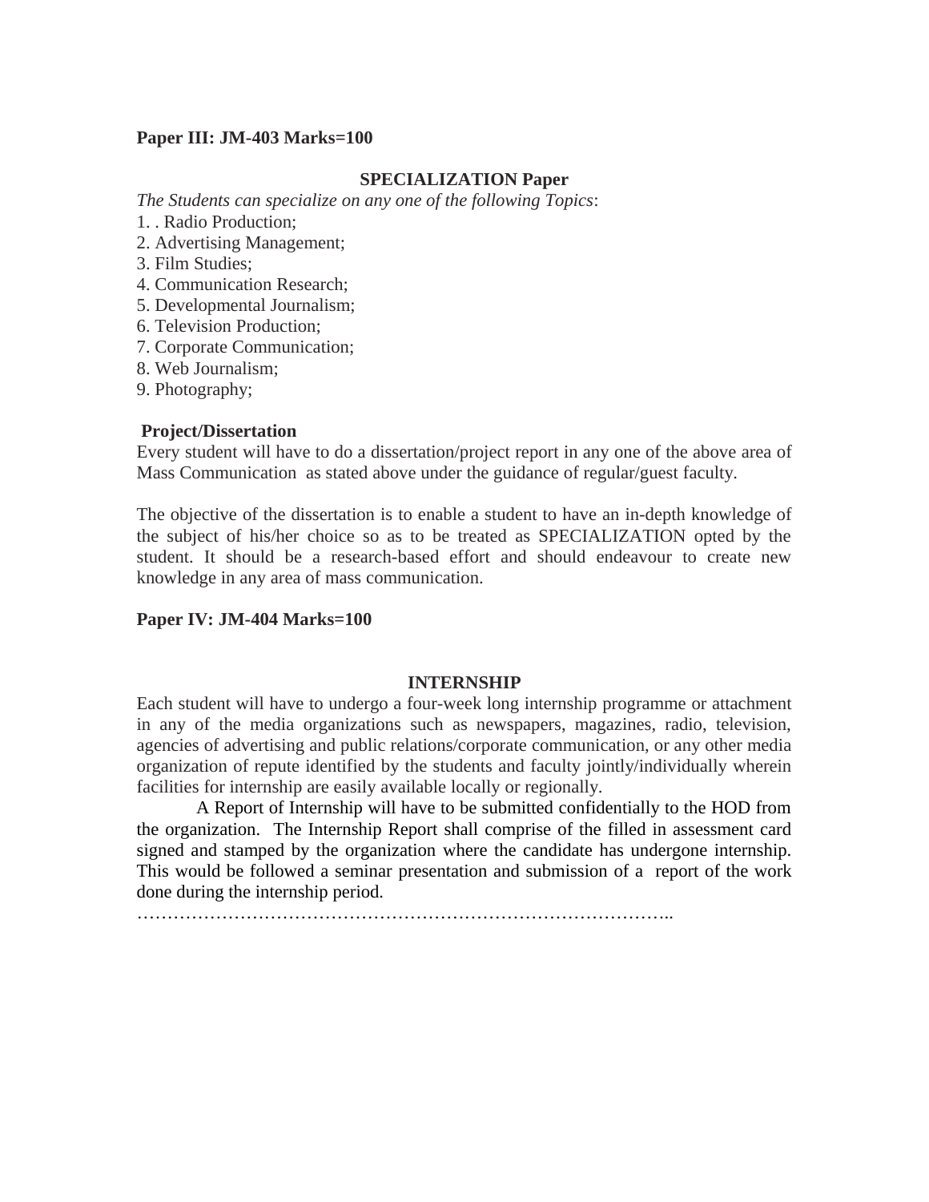**Paper III: JM-403 Marks=100**

## SPECIALIZATION Paper

*The Students can specialize on any one of the following Topics*:

1. . Radio Production;
2. Advertising Management;
3. Film Studies;
4. Communication Research;
5. Developmental Journalism;
6. Television Production;
7. Corporate Communication;
8. Web Journalism;
9. Photography;

**Project/Dissertation**

Every student will have to do a dissertation/project report in any one of the above area of Mass Communication as stated above under the guidance of regular/guest faculty.

The objective of the dissertation is to enable a student to have an in-depth knowledge of the subject of his/her choice so as to be treated as SPECIALIZATION opted by the student. It should be a research-based effort and should endeavour to create new knowledge in any area of mass communication.

**Paper IV: JM-404 Marks=100**

## INTERNSHIP

Each student will have to undergo a four-week long internship programme or attachment in any of the media organizations such as newspapers, magazines, radio, television, agencies of advertising and public relations/corporate communication, or any other media organization of repute identified by the students and faculty jointly/individually wherein facilities for internship are easily available locally or regionally.

A Report of Internship will have to be submitted confidentially to the HOD from the organization. The Internship Report shall comprise of the filled in assessment card signed and stamped by the organization where the candidate has undergone internship. This would be followed a seminar presentation and submission of a report of the work done during the internship period.

………………………………………………………………………………..